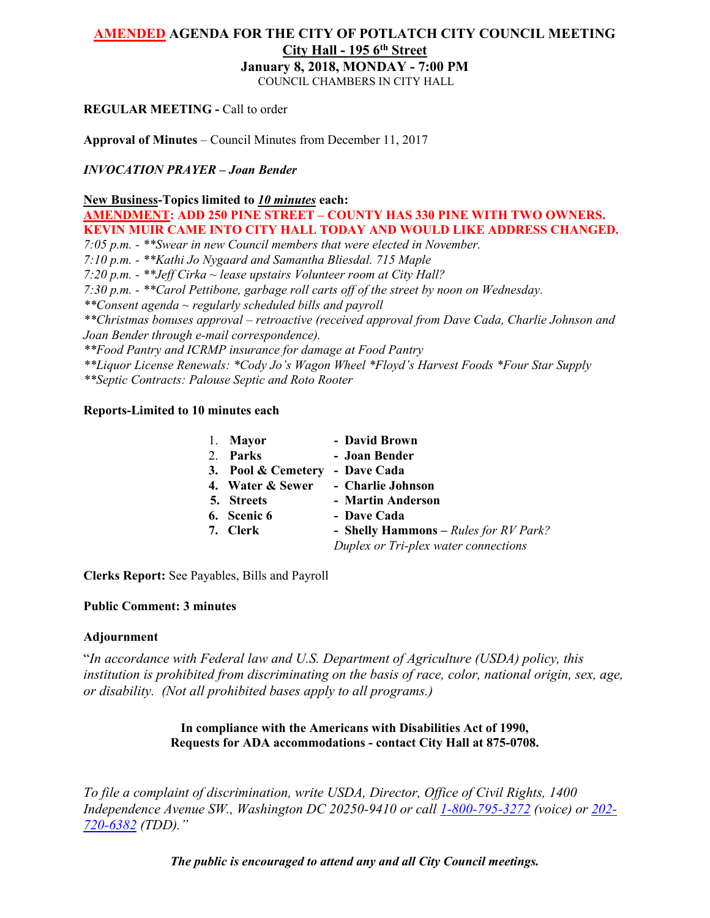# AMENDED AGENDA FOR THE CITY OF POTLATCH CITY COUNCIL MEETING

## City Hall - 195 6th Street

## January 8, 2018, MONDAY - 7:00 PM

COUNCIL CHAMBERS IN CITY HALL

**REGULAR MEETING -** Call to order

**Approval of Minutes** – Council Minutes from December 11, 2017

***INVOCATION PRAYER – Joan Bender***

**New Business-Topics limited to *10 minutes* each:**

**AMENDMENT: ADD 250 PINE STREET – COUNTY HAS 330 PINE WITH TWO OWNERS. KEVIN MUIR CAME INTO CITY HALL TODAY AND WOULD LIKE ADDRESS CHANGED.**

*7:05 p.m. - **Swear in new Council members that were elected in November.*

*7:10 p.m. - **Kathi Jo Nygaard and Samantha Bliesdal. 715 Maple*

*7:20 p.m. - **Jeff Cirka ~ lease upstairs Volunteer room at City Hall?*

*7:30 p.m. - **Carol Pettibone, garbage roll carts off of the street by noon on Wednesday.*

***Consent agenda ~ regularly scheduled bills and payroll*

***Christmas bonuses approval – retroactive (received approval from Dave Cada, Charlie Johnson and Joan Bender through e-mail correspondence).*

***Food Pantry and ICRMP insurance for damage at Food Pantry*

***Liquor License Renewals: *Cody Jo's Wagon Wheel *Floyd's Harvest Foods *Four Star Supply*

***Septic Contracts: Palouse Septic and Roto Rooter*

**Reports-Limited to 10 minutes each**

1. **Mayor** - **David Brown**
2. **Parks** - **Joan Bender**
3. **Pool & Cemetery** - **Dave Cada**
4. **Water & Sewer** - **Charlie Johnson**
5. **Streets** - **Martin Anderson**
6. **Scenic 6** - **Dave Cada**
7. **Clerk** - **Shelly Hammons** – *Rules for RV Park? Duplex or Tri-plex water connections*

**Clerks Report:** See Payables, Bills and Payroll

**Public Comment: 3 minutes**

**Adjournment**

"*In accordance with Federal law and U.S. Department of Agriculture (USDA) policy, this institution is prohibited from discriminating on the basis of race, color, national origin, sex, age, or disability. (Not all prohibited bases apply to all programs.)*

**In compliance with the Americans with Disabilities Act of 1990, Requests for ADA accommodations - contact City Hall at 875-0708.**

*To file a complaint of discrimination, write USDA, Director, Office of Civil Rights, 1400 Independence Avenue SW., Washington DC 20250-9410 or call 1-800-795-3272 (voice) or 202-720-6382 (TDD)."*

***The public is encouraged to attend any and all City Council meetings.***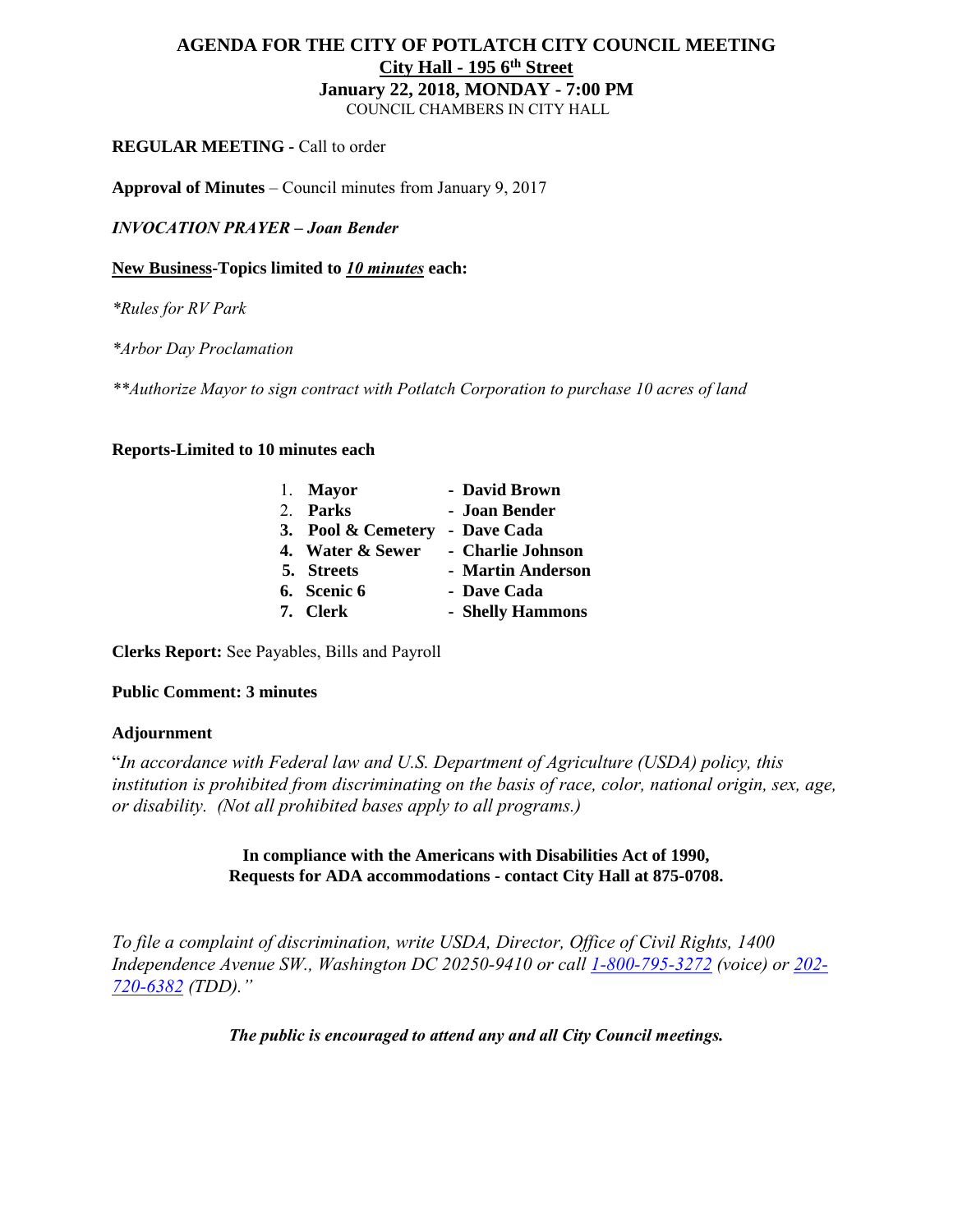# AGENDA FOR THE CITY OF POTLATCH CITY COUNCIL MEETING

## City Hall - 195 6th Street

## January 22, 2018, MONDAY - 7:00 PM

COUNCIL CHAMBERS IN CITY HALL

**REGULAR MEETING -** Call to order

**Approval of Minutes** – Council minutes from January 9, 2017

***INVOCATION PRAYER – Joan Bender***

**New Business-Topics limited to *10 minutes* each:**

*\*Rules for RV Park*

*\*Arbor Day Proclamation*

*\*\*Authorize Mayor to sign contract with Potlatch Corporation to purchase 10 acres of land*

**Reports-Limited to 10 minutes each**

1. **Mayor** - **David Brown**
2. **Parks** - **Joan Bender**
3. **Pool & Cemetery** - **Dave Cada**
4. **Water & Sewer** - **Charlie Johnson**
5. **Streets** - **Martin Anderson**
6. **Scenic 6** - **Dave Cada**
7. **Clerk** - **Shelly Hammons**

**Clerks Report:** See Payables, Bills and Payroll

**Public Comment: 3 minutes**

**Adjournment**

"*In accordance with Federal law and U.S. Department of Agriculture (USDA) policy, this institution is prohibited from discriminating on the basis of race, color, national origin, sex, age, or disability. (Not all prohibited bases apply to all programs.)*

**In compliance with the Americans with Disabilities Act of 1990, Requests for ADA accommodations - contact City Hall at 875-0708.**

*To file a complaint of discrimination, write USDA, Director, Office of Civil Rights, 1400 Independence Avenue SW., Washington DC 20250-9410 or call 1-800-795-3272 (voice) or 202-720-6382 (TDD)."*

***The public is encouraged to attend any and all City Council meetings.***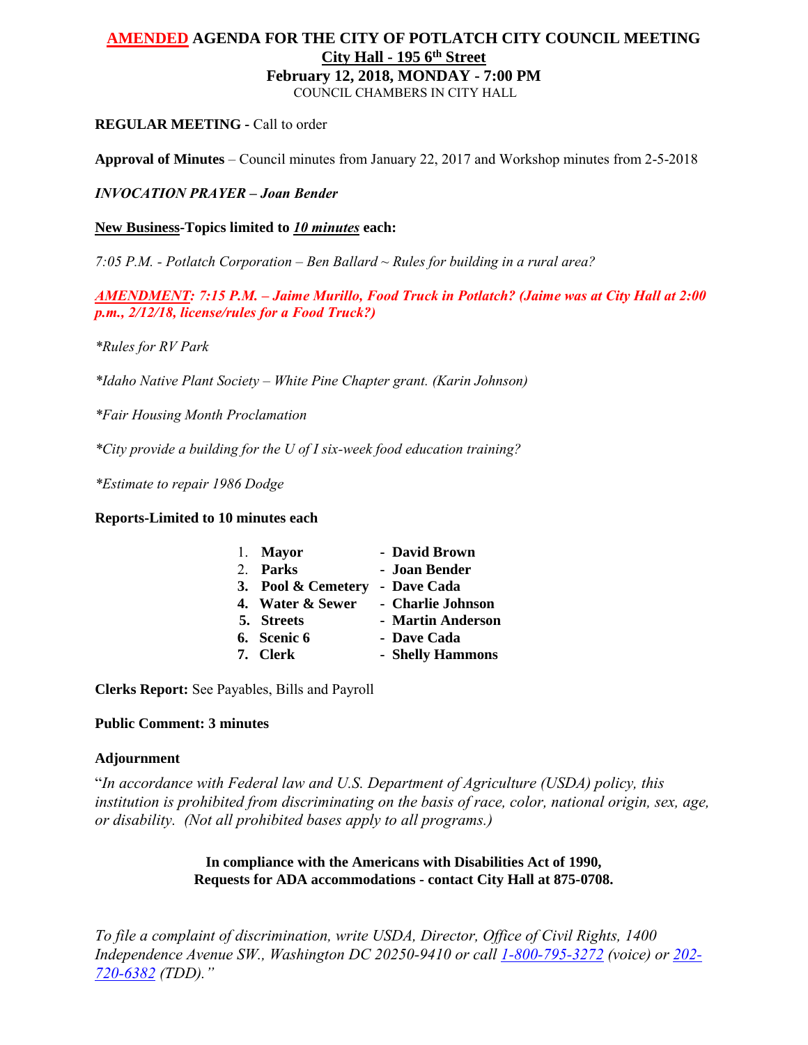# AMENDED AGENDA FOR THE CITY OF POTLATCH CITY COUNCIL MEETING

**City Hall - 195 6th Street**

**February 12, 2018, MONDAY - 7:00 PM**

COUNCIL CHAMBERS IN CITY HALL

**REGULAR MEETING -** Call to order

**Approval of Minutes** – Council minutes from January 22, 2017 and Workshop minutes from 2-5-2018

***INVOCATION PRAYER – Joan Bender***

**New Business-Topics limited to *10 minutes* each:**

*7:05 P.M. - Potlatch Corporation – Ben Ballard ~ Rules for building in a rural area?*

***AMENDMENT: 7:15 P.M. – Jaime Murillo, Food Truck in Potlatch? (Jaime was at City Hall at 2:00 p.m., 2/12/18, license/rules for a Food Truck?)***

*\*Rules for RV Park*

*\*Idaho Native Plant Society – White Pine Chapter grant. (Karin Johnson)*

*\*Fair Housing Month Proclamation*

*\*City provide a building for the U of I six-week food education training?*

*\*Estimate to repair 1986 Dodge*

**Reports-Limited to 10 minutes each**

1. **Mayor** - **David Brown**
2. **Parks** - **Joan Bender**
3. **Pool & Cemetery** - **Dave Cada**
4. **Water & Sewer** - **Charlie Johnson**
5. **Streets** - **Martin Anderson**
6. **Scenic 6** - **Dave Cada**
7. **Clerk** - **Shelly Hammons**

**Clerks Report:** See Payables, Bills and Payroll

**Public Comment: 3 minutes**

**Adjournment**

"*In accordance with Federal law and U.S. Department of Agriculture (USDA) policy, this institution is prohibited from discriminating on the basis of race, color, national origin, sex, age, or disability. (Not all prohibited bases apply to all programs.)*

**In compliance with the Americans with Disabilities Act of 1990,
Requests for ADA accommodations - contact City Hall at 875-0708.**

*To file a complaint of discrimination, write USDA, Director, Office of Civil Rights, 1400 Independence Avenue SW., Washington DC 20250-9410 or call 1-800-795-3272 (voice) or 202-720-6382 (TDD)."*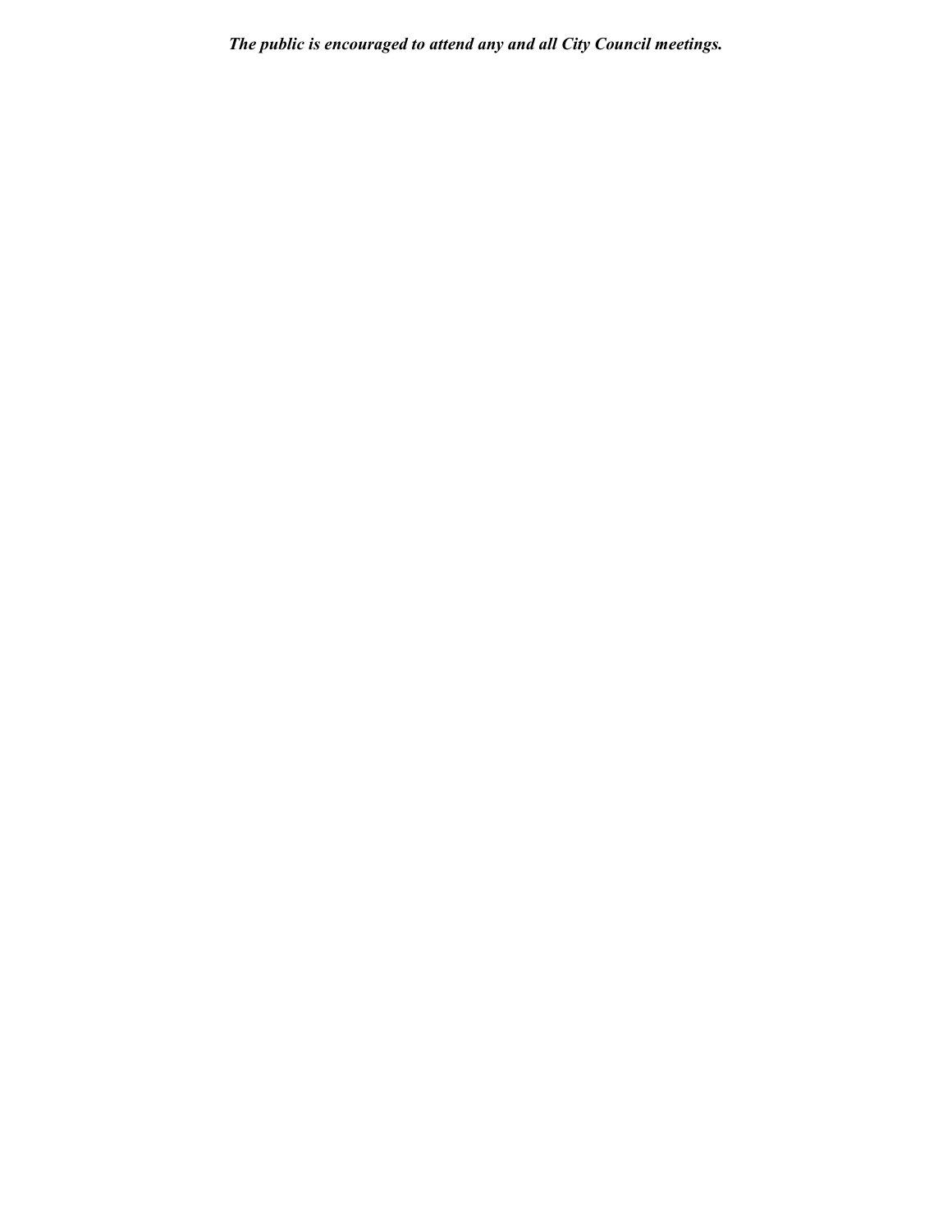***The public is encouraged to attend any and all City Council meetings.***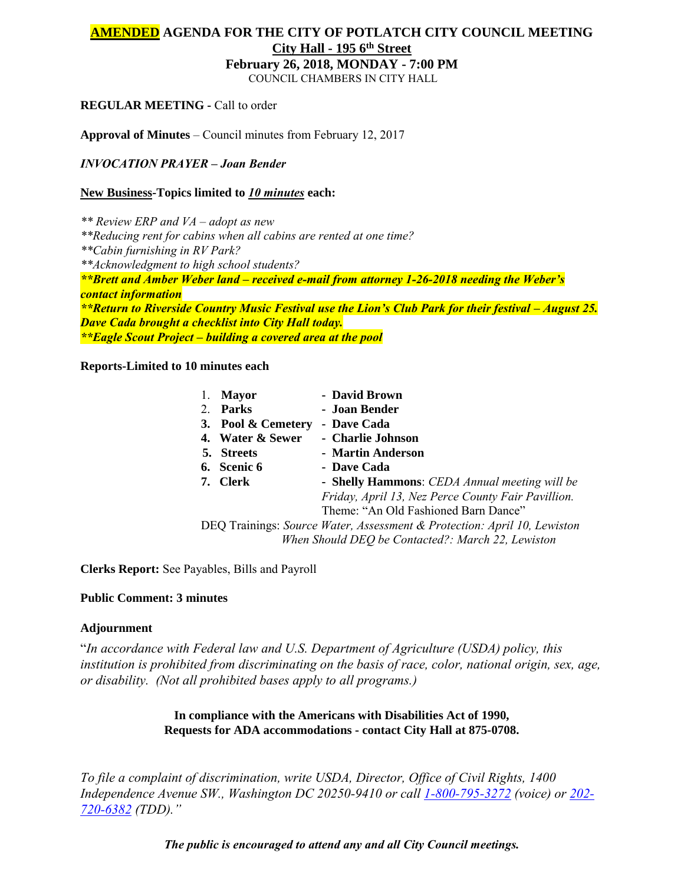# **AMENDED** AGENDA FOR THE CITY OF POTLATCH CITY COUNCIL MEETING

**City Hall - 195 6th Street**

**February 26, 2018, MONDAY - 7:00 PM**

COUNCIL CHAMBERS IN CITY HALL

**REGULAR MEETING -** Call to order

**Approval of Minutes** – Council minutes from February 12, 2017

***INVOCATION PRAYER – Joan Bender***

**New Business-Topics limited to *10 minutes* each:**

*\*\* Review ERP and VA – adopt as new*
*\*\*Reducing rent for cabins when all cabins are rented at one time?*
*\*\*Cabin furnishing in RV Park?*
*\*\*Acknowledgment to high school students?*
***\*\*Brett and Amber Weber land – received e-mail from attorney 1-26-2018 needing the Weber's contact information***
***\*\*Return to Riverside Country Music Festival use the Lion's Club Park for their festival – August 25. Dave Cada brought a checklist into City Hall today.***
***\*\*Eagle Scout Project – building a covered area at the pool***

**Reports-Limited to 10 minutes each**

1. **Mayor** - **David Brown**
2. **Parks** - **Joan Bender**
3. **Pool & Cemetery** - **Dave Cada**
4. **Water & Sewer** - **Charlie Johnson**
5. **Streets** - **Martin Anderson**
6. **Scenic 6** - **Dave Cada**
7. **Clerk** - **Shelly Hammons**: *CEDA Annual meeting will be Friday, April 13, Nez Perce County Fair Pavillion.* Theme: "An Old Fashioned Barn Dance"

DEQ Trainings: *Source Water, Assessment & Protection: April 10, Lewiston*
*When Should DEQ be Contacted?: March 22, Lewiston*

**Clerks Report:** See Payables, Bills and Payroll

**Public Comment: 3 minutes**

**Adjournment**

"*In accordance with Federal law and U.S. Department of Agriculture (USDA) policy, this institution is prohibited from discriminating on the basis of race, color, national origin, sex, age, or disability. (Not all prohibited bases apply to all programs.)*

**In compliance with the Americans with Disabilities Act of 1990, Requests for ADA accommodations - contact City Hall at 875-0708.**

*To file a complaint of discrimination, write USDA, Director, Office of Civil Rights, 1400 Independence Avenue SW., Washington DC 20250-9410 or call 1-800-795-3272 (voice) or 202-720-6382 (TDD)."*

***The public is encouraged to attend any and all City Council meetings.***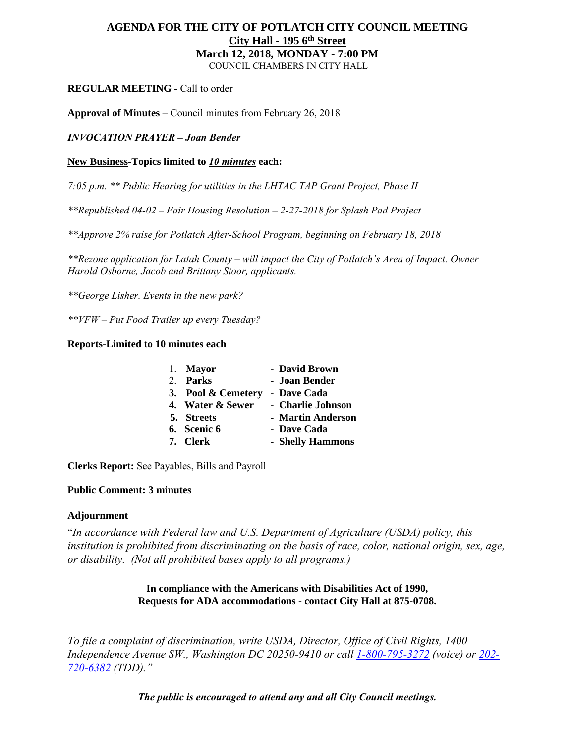# AGENDA FOR THE CITY OF POTLATCH CITY COUNCIL MEETING

**City Hall - 195 6th Street**

**March 12, 2018, MONDAY - 7:00 PM**

COUNCIL CHAMBERS IN CITY HALL

**REGULAR MEETING -** Call to order

**Approval of Minutes** – Council minutes from February 26, 2018

***INVOCATION PRAYER – Joan Bender***

**New Business-Topics limited to *10 minutes* each:**

*7:05 p.m. ** Public Hearing for utilities in the LHTAC TAP Grant Project, Phase II*

*\*\*Republished 04-02 – Fair Housing Resolution – 2-27-2018 for Splash Pad Project*

*\*\*Approve 2% raise for Potlatch After-School Program, beginning on February 18, 2018*

*\*\*Rezone application for Latah County – will impact the City of Potlatch's Area of Impact. Owner Harold Osborne, Jacob and Brittany Stoor, applicants.*

*\*\*George Lisher. Events in the new park?*

*\*\*VFW – Put Food Trailer up every Tuesday?*

**Reports-Limited to 10 minutes each**

1. **Mayor** - **David Brown**
2. **Parks** - **Joan Bender**
3. **Pool & Cemetery** - **Dave Cada**
4. **Water & Sewer** - **Charlie Johnson**
5. **Streets** - **Martin Anderson**
6. **Scenic 6** - **Dave Cada**
7. **Clerk** - **Shelly Hammons**

**Clerks Report:** See Payables, Bills and Payroll

**Public Comment: 3 minutes**

**Adjournment**

"*In accordance with Federal law and U.S. Department of Agriculture (USDA) policy, this institution is prohibited from discriminating on the basis of race, color, national origin, sex, age, or disability. (Not all prohibited bases apply to all programs.)*

**In compliance with the Americans with Disabilities Act of 1990, Requests for ADA accommodations - contact City Hall at 875-0708.**

*To file a complaint of discrimination, write USDA, Director, Office of Civil Rights, 1400 Independence Avenue SW., Washington DC 20250-9410 or call 1-800-795-3272 (voice) or 202-720-6382 (TDD)."*

***The public is encouraged to attend any and all City Council meetings.***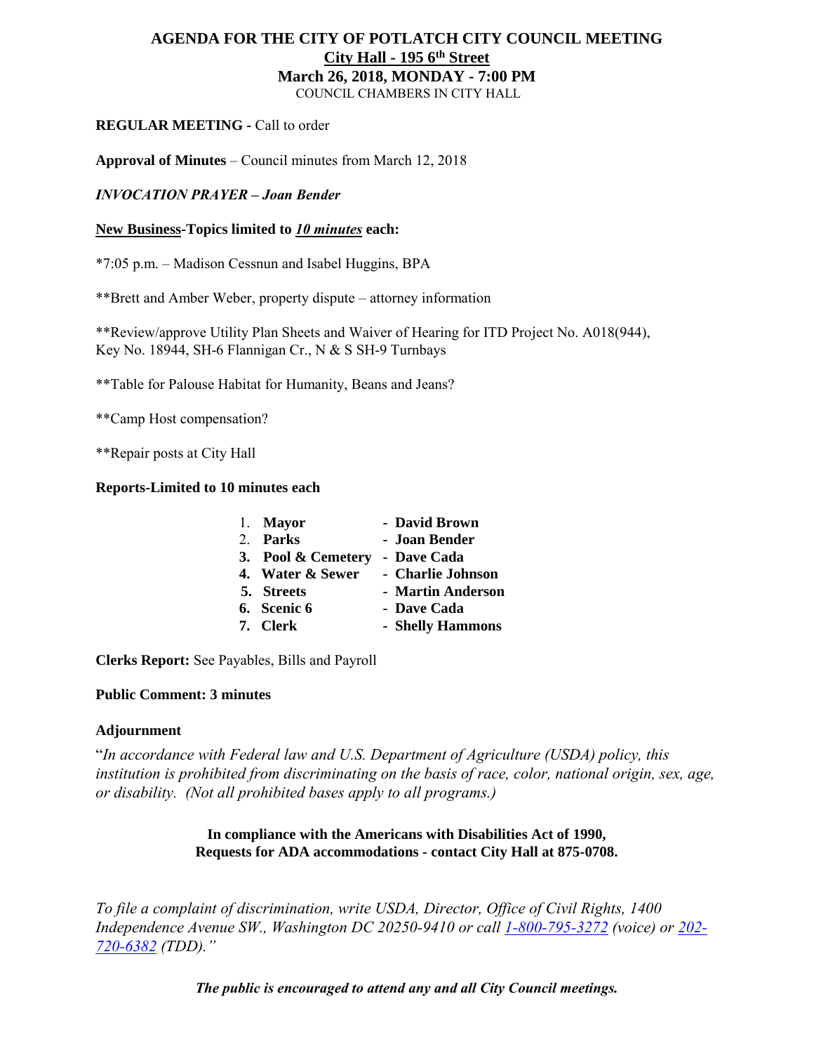# AGENDA FOR THE CITY OF POTLATCH CITY COUNCIL MEETING

**City Hall - 195 6th Street**

**March 26, 2018, MONDAY - 7:00 PM**

COUNCIL CHAMBERS IN CITY HALL

**REGULAR MEETING -** Call to order

**Approval of Minutes** – Council minutes from March 12, 2018

***INVOCATION PRAYER – Joan Bender***

**New Business-Topics limited to *10 minutes* each:**

*7:05 p.m. – Madison Cessnun and Isabel Huggins, BPA

**Brett and Amber Weber, property dispute – attorney information

**Review/approve Utility Plan Sheets and Waiver of Hearing for ITD Project No. A018(944), Key No. 18944, SH-6 Flannigan Cr., N & S SH-9 Turnbays

**Table for Palouse Habitat for Humanity, Beans and Jeans?

**Camp Host compensation?

**Repair posts at City Hall

**Reports-Limited to 10 minutes each**

1. **Mayor** - **David Brown**
2. **Parks** - **Joan Bender**
3. **Pool & Cemetery** - **Dave Cada**
4. **Water & Sewer** - **Charlie Johnson**
5. **Streets** - **Martin Anderson**
6. **Scenic 6** - **Dave Cada**
7. **Clerk** - **Shelly Hammons**

**Clerks Report:** See Payables, Bills and Payroll

**Public Comment: 3 minutes**

**Adjournment**

"*In accordance with Federal law and U.S. Department of Agriculture (USDA) policy, this institution is prohibited from discriminating on the basis of race, color, national origin, sex, age, or disability. (Not all prohibited bases apply to all programs.)*

**In compliance with the Americans with Disabilities Act of 1990, Requests for ADA accommodations - contact City Hall at 875-0708.**

*To file a complaint of discrimination, write USDA, Director, Office of Civil Rights, 1400 Independence Avenue SW., Washington DC 20250-9410 or call 1-800-795-3272 (voice) or 202-720-6382 (TDD)."*

***The public is encouraged to attend any and all City Council meetings.***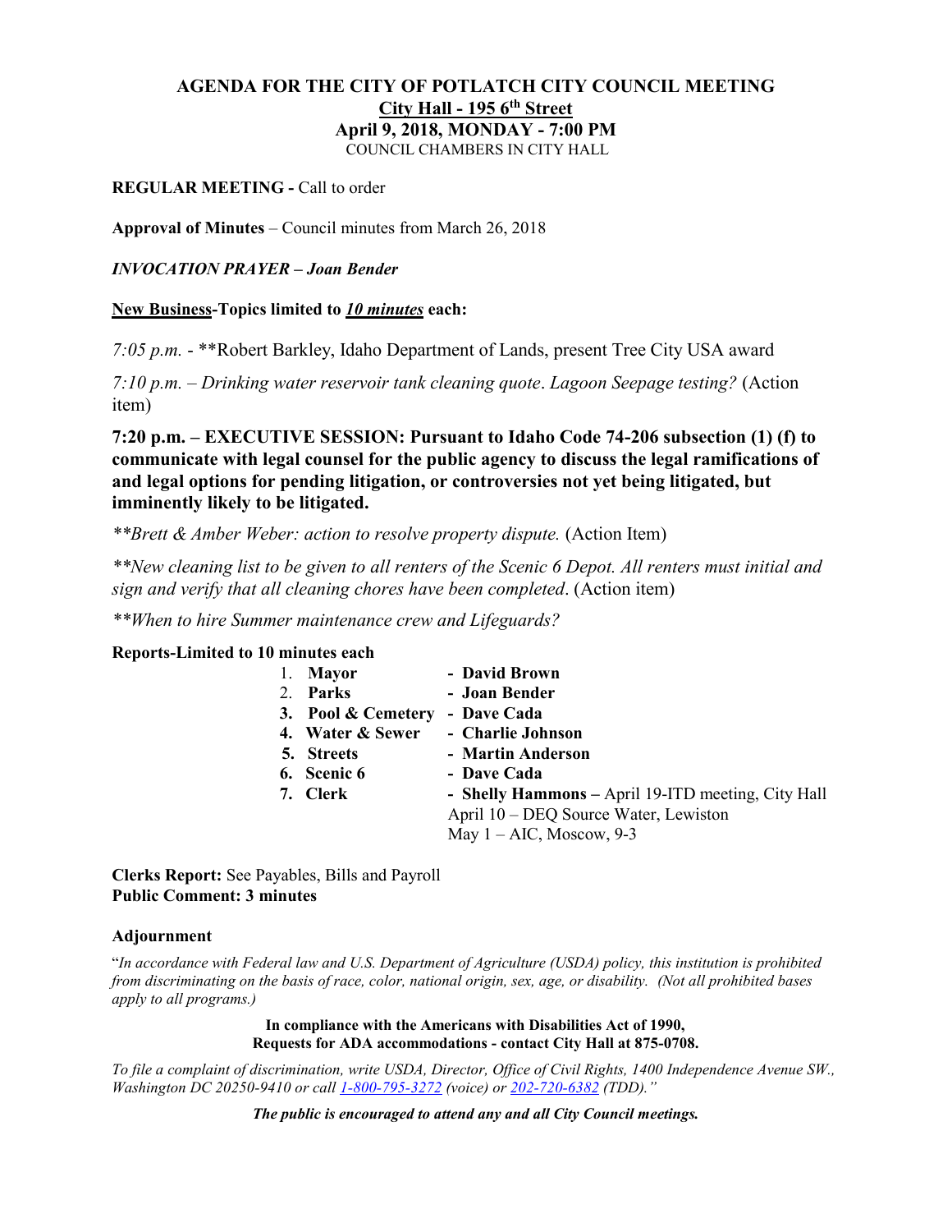# AGENDA FOR THE CITY OF POTLATCH CITY COUNCIL MEETING

## City Hall - 195 6th Street

## April 9, 2018, MONDAY - 7:00 PM

COUNCIL CHAMBERS IN CITY HALL

**REGULAR MEETING -** Call to order

**Approval of Minutes** – Council minutes from March 26, 2018

***INVOCATION PRAYER – Joan Bender***

**New Business-Topics limited to *10 minutes* each:**

*7:05 p.m.* - **Robert Barkley, Idaho Department of Lands, present Tree City USA award

*7:10 p.m. – Drinking water reservoir tank cleaning quote*. *Lagoon Seepage testing?* (Action item)

**7:20 p.m. – EXECUTIVE SESSION: Pursuant to Idaho Code 74-206 subsection (1) (f) to communicate with legal counsel for the public agency to discuss the legal ramifications of and legal options for pending litigation, or controversies not yet being litigated, but imminently likely to be litigated.**

*\*\*Brett & Amber Weber: action to resolve property dispute.* (Action Item)

*\*\*New cleaning list to be given to all renters of the Scenic 6 Depot. All renters must initial and sign and verify that all cleaning chores have been completed*. (Action item)

*\*\*When to hire Summer maintenance crew and Lifeguards?*

**Reports-Limited to 10 minutes each**

1. **Mayor** - **David Brown**
2. **Parks** - **Joan Bender**
3. **Pool & Cemetery** - **Dave Cada**
4. **Water & Sewer** - **Charlie Johnson**
5. **Streets** - **Martin Anderson**
6. **Scenic 6** - **Dave Cada**
7. **Clerk** - **Shelly Hammons –** April 19-ITD meeting, City Hall
   April 10 – DEQ Source Water, Lewiston
   May 1 – AIC, Moscow, 9-3

**Clerks Report:** See Payables, Bills and Payroll
**Public Comment: 3 minutes**

**Adjournment**

"*In accordance with Federal law and U.S. Department of Agriculture (USDA) policy, this institution is prohibited from discriminating on the basis of race, color, national origin, sex, age, or disability. (Not all prohibited bases apply to all programs.)*

**In compliance with the Americans with Disabilities Act of 1990, Requests for ADA accommodations - contact City Hall at 875-0708.**

*To file a complaint of discrimination, write USDA, Director, Office of Civil Rights, 1400 Independence Avenue SW., Washington DC 20250-9410 or call 1-800-795-3272 (voice) or 202-720-6382 (TDD)."*

***The public is encouraged to attend any and all City Council meetings.***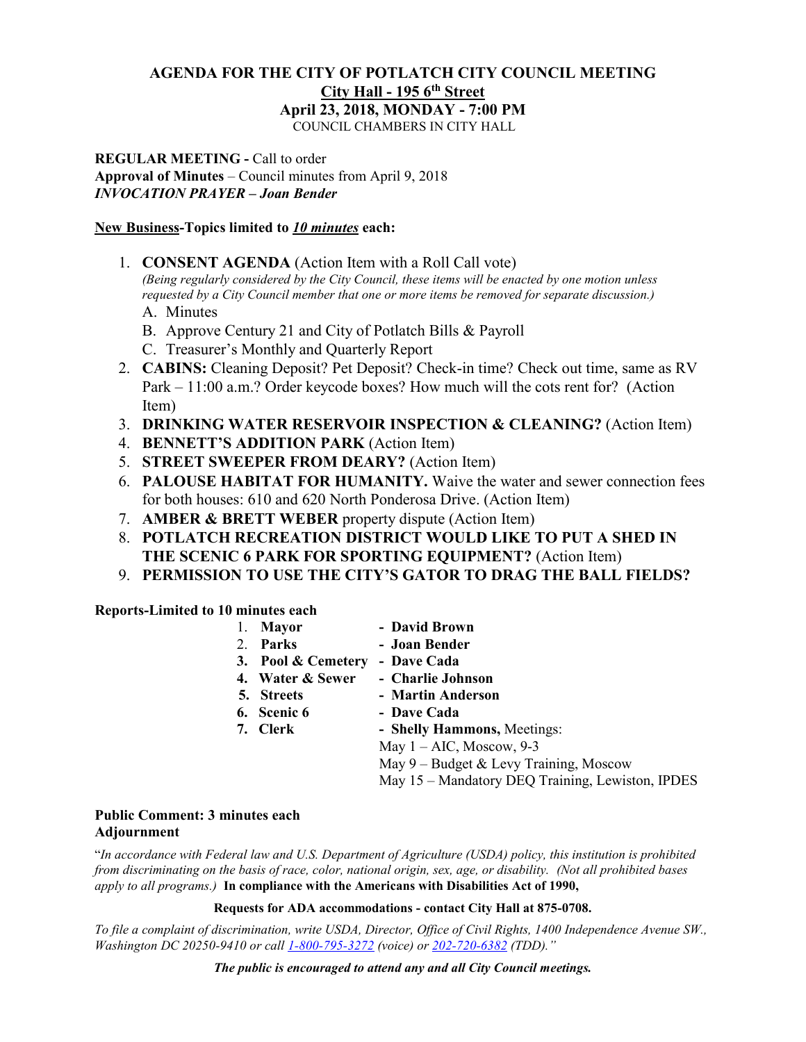# AGENDA FOR THE CITY OF POTLATCH CITY COUNCIL MEETING

**City Hall - 195 6th Street**

**April 23, 2018, MONDAY - 7:00 PM**

COUNCIL CHAMBERS IN CITY HALL

**REGULAR MEETING -** Call to order
**Approval of Minutes** – Council minutes from April 9, 2018
***INVOCATION PRAYER – Joan Bender***

**New Business-Topics limited to *10 minutes* each:**

1. **CONSENT AGENDA** (Action Item with a Roll Call vote)
   *(Being regularly considered by the City Council, these items will be enacted by one motion unless requested by a City Council member that one or more items be removed for separate discussion.)*
   A. Minutes
   B. Approve Century 21 and City of Potlatch Bills & Payroll
   C. Treasurer's Monthly and Quarterly Report
2. **CABINS:** Cleaning Deposit? Pet Deposit? Check-in time? Check out time, same as RV Park – 11:00 a.m.? Order keycode boxes? How much will the cots rent for? (Action Item)
3. **DRINKING WATER RESERVOIR INSPECTION & CLEANING?** (Action Item)
4. **BENNETT'S ADDITION PARK** (Action Item)
5. **STREET SWEEPER FROM DEARY?** (Action Item)
6. **PALOUSE HABITAT FOR HUMANITY.** Waive the water and sewer connection fees for both houses: 610 and 620 North Ponderosa Drive. (Action Item)
7. **AMBER & BRETT WEBER** property dispute (Action Item)
8. **POTLATCH RECREATION DISTRICT WOULD LIKE TO PUT A SHED IN THE SCENIC 6 PARK FOR SPORTING EQUIPMENT?** (Action Item)
9. **PERMISSION TO USE THE CITY'S GATOR TO DRAG THE BALL FIELDS?**

**Reports-Limited to 10 minutes each**

1. **Mayor** - **David Brown**
2. **Parks** - **Joan Bender**
3. **Pool & Cemetery** - **Dave Cada**
4. **Water & Sewer** - **Charlie Johnson**
5. **Streets** - **Martin Anderson**
6. **Scenic 6** - **Dave Cada**
7. **Clerk** - **Shelly Hammons,** Meetings:
   May 1 – AIC, Moscow, 9-3
   May 9 – Budget & Levy Training, Moscow
   May 15 – Mandatory DEQ Training, Lewiston, IPDES

**Public Comment: 3 minutes each**
**Adjournment**

"*In accordance with Federal law and U.S. Department of Agriculture (USDA) policy, this institution is prohibited from discriminating on the basis of race, color, national origin, sex, age, or disability. (Not all prohibited bases apply to all programs.)* **In compliance with the Americans with Disabilities Act of 1990,**

**Requests for ADA accommodations - contact City Hall at 875-0708.**

*To file a complaint of discrimination, write USDA, Director, Office of Civil Rights, 1400 Independence Avenue SW., Washington DC 20250-9410 or call 1-800-795-3272 (voice) or 202-720-6382 (TDD)."*

***The public is encouraged to attend any and all City Council meetings.***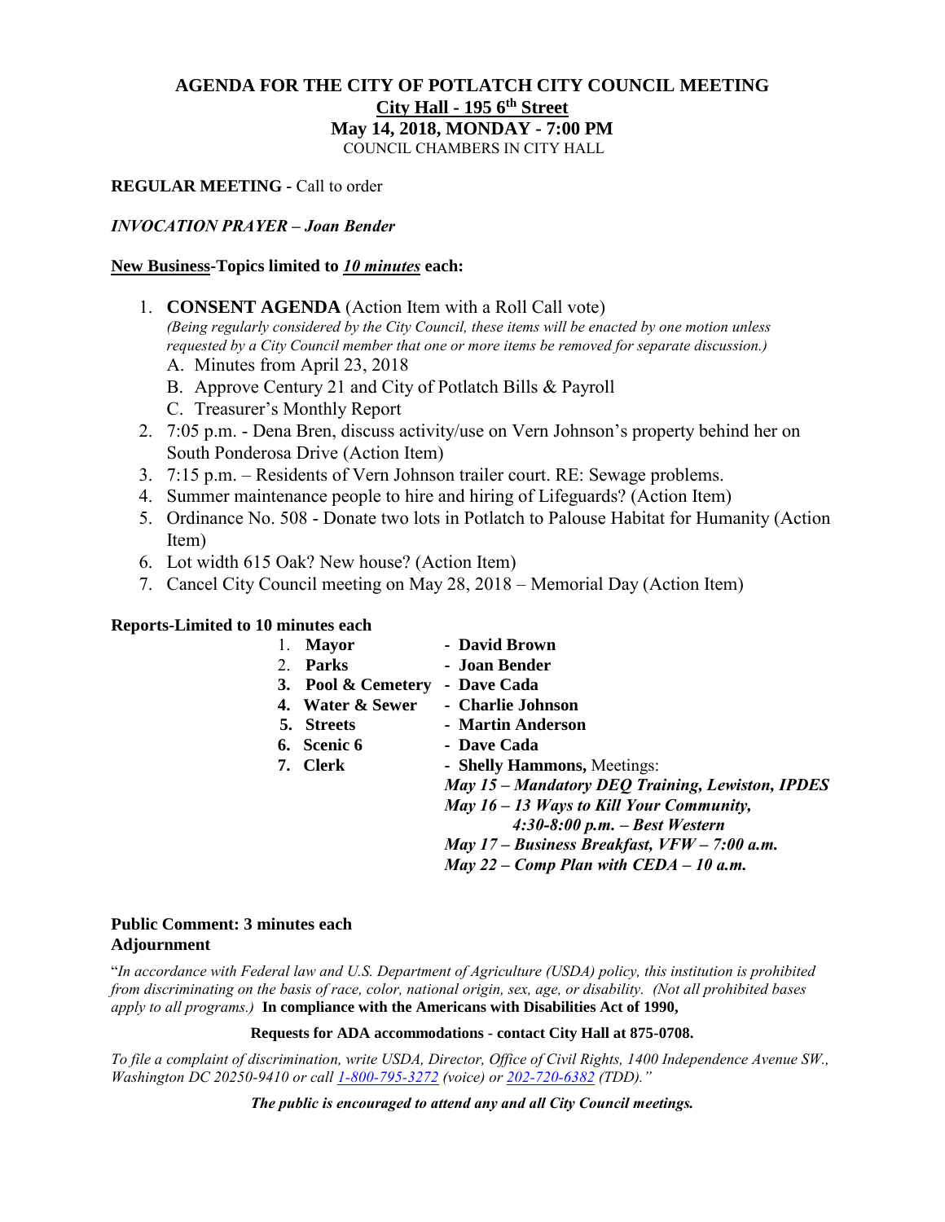# AGENDA FOR THE CITY OF POTLATCH CITY COUNCIL MEETING

**City Hall - 195 6th Street**

**May 14, 2018, MONDAY - 7:00 PM**

COUNCIL CHAMBERS IN CITY HALL

**REGULAR MEETING -** Call to order

***INVOCATION PRAYER – Joan Bender***

**New Business-Topics limited to *10 minutes* each:**

1. **CONSENT AGENDA** (Action Item with a Roll Call vote)
   *(Being regularly considered by the City Council, these items will be enacted by one motion unless requested by a City Council member that one or more items be removed for separate discussion.)*
   A. Minutes from April 23, 2018
   B. Approve Century 21 and City of Potlatch Bills & Payroll
   C. Treasurer's Monthly Report
2. 7:05 p.m. - Dena Bren, discuss activity/use on Vern Johnson's property behind her on South Ponderosa Drive (Action Item)
3. 7:15 p.m. – Residents of Vern Johnson trailer court. RE: Sewage problems.
4. Summer maintenance people to hire and hiring of Lifeguards? (Action Item)
5. Ordinance No. 508 - Donate two lots in Potlatch to Palouse Habitat for Humanity (Action Item)
6. Lot width 615 Oak? New house? (Action Item)
7. Cancel City Council meeting on May 28, 2018 – Memorial Day (Action Item)

**Reports-Limited to 10 minutes each**

1. **Mayor** - **David Brown**
2. **Parks** - **Joan Bender**
3. **Pool & Cemetery** - **Dave Cada**
4. **Water & Sewer** - **Charlie Johnson**
5. **Streets** - **Martin Anderson**
6. **Scenic 6** - **Dave Cada**
7. **Clerk** - **Shelly Hammons,** Meetings:
   ***May 15 – Mandatory DEQ Training, Lewiston, IPDES***
   ***May 16 – 13 Ways to Kill Your Community, 4:30-8:00 p.m. – Best Western***
   ***May 17 – Business Breakfast, VFW – 7:00 a.m.***
   ***May 22 – Comp Plan with CEDA – 10 a.m.***

**Public Comment: 3 minutes each**

**Adjournment**

"*In accordance with Federal law and U.S. Department of Agriculture (USDA) policy, this institution is prohibited from discriminating on the basis of race, color, national origin, sex, age, or disability. (Not all prohibited bases apply to all programs.)* **In compliance with the Americans with Disabilities Act of 1990,**

**Requests for ADA accommodations - contact City Hall at 875-0708.**

*To file a complaint of discrimination, write USDA, Director, Office of Civil Rights, 1400 Independence Avenue SW., Washington DC 20250-9410 or call 1-800-795-3272 (voice) or 202-720-6382 (TDD)."*

***The public is encouraged to attend any and all City Council meetings.***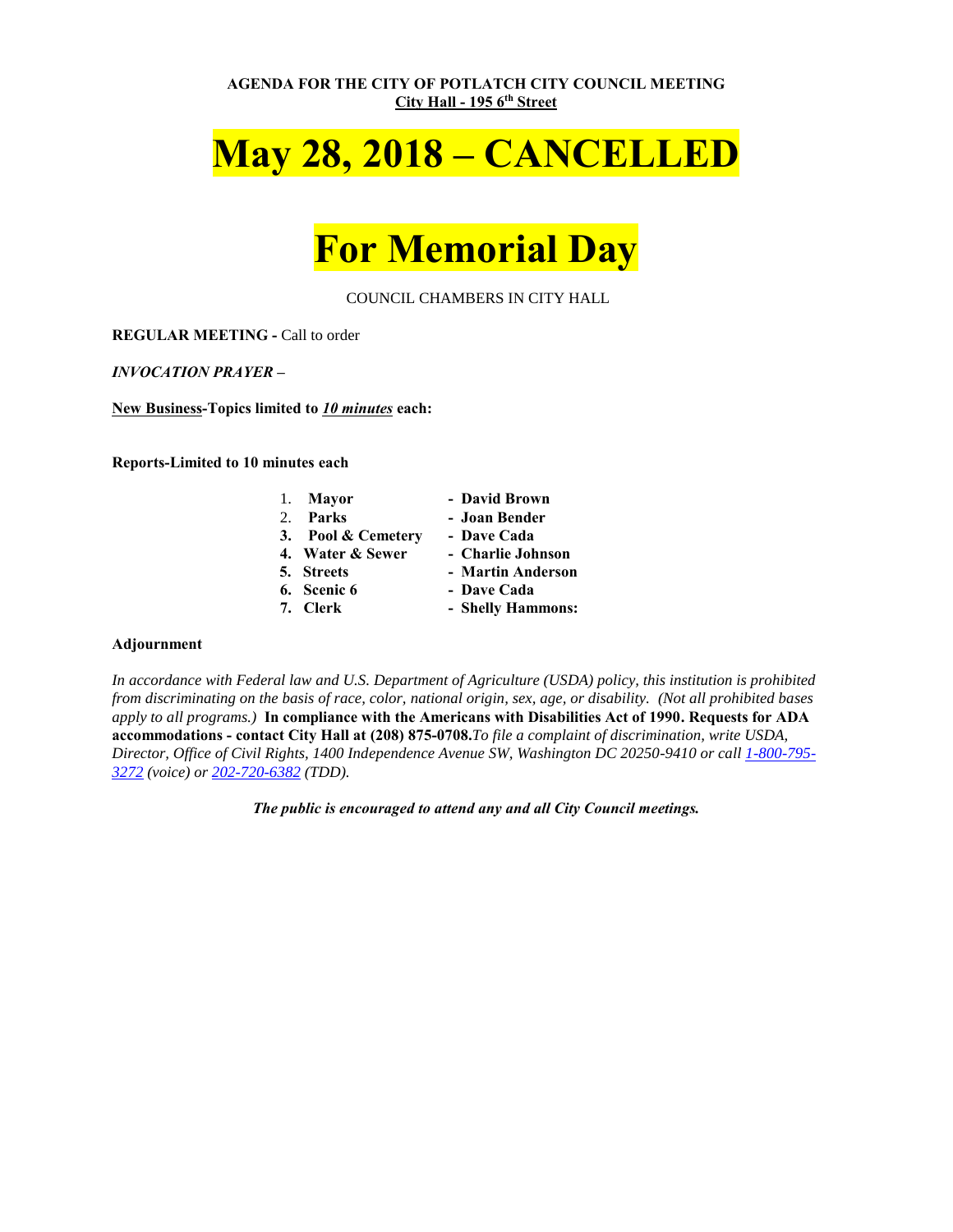**AGENDA FOR THE CITY OF POTLATCH CITY COUNCIL MEETING**
**City Hall - 195 6th Street**

# May 28, 2018 – CANCELLED

# For Memorial Day

COUNCIL CHAMBERS IN CITY HALL

**REGULAR MEETING -** Call to order

***INVOCATION PRAYER –***

**New Business-Topics limited to *10 minutes* each:**

**Reports-Limited to 10 minutes each**

1. **Mayor** - **David Brown**
2. **Parks** - **Joan Bender**
3. **Pool & Cemetery** - **Dave Cada**
4. **Water & Sewer** - **Charlie Johnson**
5. **Streets** - **Martin Anderson**
6. **Scenic 6** - **Dave Cada**
7. **Clerk** - **Shelly Hammons:**

**Adjournment**

*In accordance with Federal law and U.S. Department of Agriculture (USDA) policy, this institution is prohibited from discriminating on the basis of race, color, national origin, sex, age, or disability. (Not all prohibited bases apply to all programs.)* **In compliance with the Americans with Disabilities Act of 1990. Requests for ADA accommodations - contact City Hall at (208) 875-0708.** *To file a complaint of discrimination, write USDA, Director, Office of Civil Rights, 1400 Independence Avenue SW, Washington DC 20250-9410 or call 1-800-795-3272 (voice) or 202-720-6382 (TDD).*

***The public is encouraged to attend any and all City Council meetings.***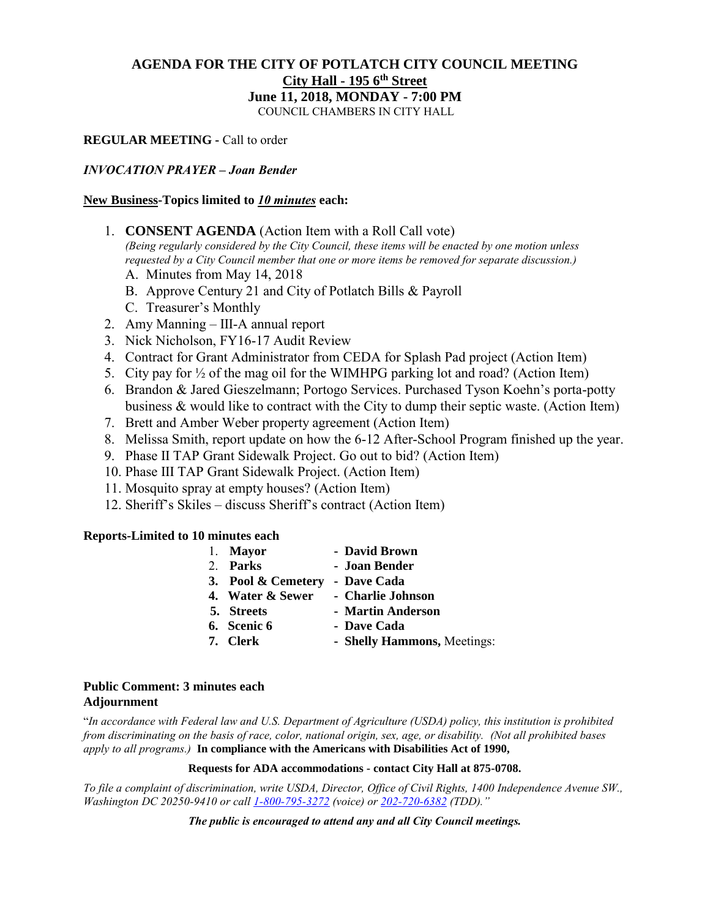# AGENDA FOR THE CITY OF POTLATCH CITY COUNCIL MEETING

**City Hall - 195 6th Street**

**June 11, 2018, MONDAY - 7:00 PM**

COUNCIL CHAMBERS IN CITY HALL

**REGULAR MEETING -** Call to order

***INVOCATION PRAYER – Joan Bender***

**New Business-Topics limited to *10 minutes* each:**

1. **CONSENT AGENDA** (Action Item with a Roll Call vote)
   *(Being regularly considered by the City Council, these items will be enacted by one motion unless requested by a City Council member that one or more items be removed for separate discussion.)*
   A. Minutes from May 14, 2018
   B. Approve Century 21 and City of Potlatch Bills & Payroll
   C. Treasurer's Monthly
2. Amy Manning – III-A annual report
3. Nick Nicholson, FY16-17 Audit Review
4. Contract for Grant Administrator from CEDA for Splash Pad project (Action Item)
5. City pay for ½ of the mag oil for the WIMHPG parking lot and road? (Action Item)
6. Brandon & Jared Gieszelmann; Portogo Services. Purchased Tyson Koehn's porta-potty business & would like to contract with the City to dump their septic waste. (Action Item)
7. Brett and Amber Weber property agreement (Action Item)
8. Melissa Smith, report update on how the 6-12 After-School Program finished up the year.
9. Phase II TAP Grant Sidewalk Project. Go out to bid? (Action Item)
10. Phase III TAP Grant Sidewalk Project. (Action Item)
11. Mosquito spray at empty houses? (Action Item)
12. Sheriff's Skiles – discuss Sheriff's contract (Action Item)

**Reports-Limited to 10 minutes each**

1. **Mayor** - **David Brown**
2. **Parks** - **Joan Bender**
3. **Pool & Cemetery** - **Dave Cada**
4. **Water & Sewer** - **Charlie Johnson**
5. **Streets** - **Martin Anderson**
6. **Scenic 6** - **Dave Cada**
7. **Clerk** - **Shelly Hammons,** Meetings:

**Public Comment: 3 minutes each**

**Adjournment**

"*In accordance with Federal law and U.S. Department of Agriculture (USDA) policy, this institution is prohibited from discriminating on the basis of race, color, national origin, sex, age, or disability. (Not all prohibited bases apply to all programs.)* **In compliance with the Americans with Disabilities Act of 1990,**

**Requests for ADA accommodations - contact City Hall at 875-0708.**

*To file a complaint of discrimination, write USDA, Director, Office of Civil Rights, 1400 Independence Avenue SW., Washington DC 20250-9410 or call 1-800-795-3272 (voice) or 202-720-6382 (TDD)."*

***The public is encouraged to attend any and all City Council meetings.***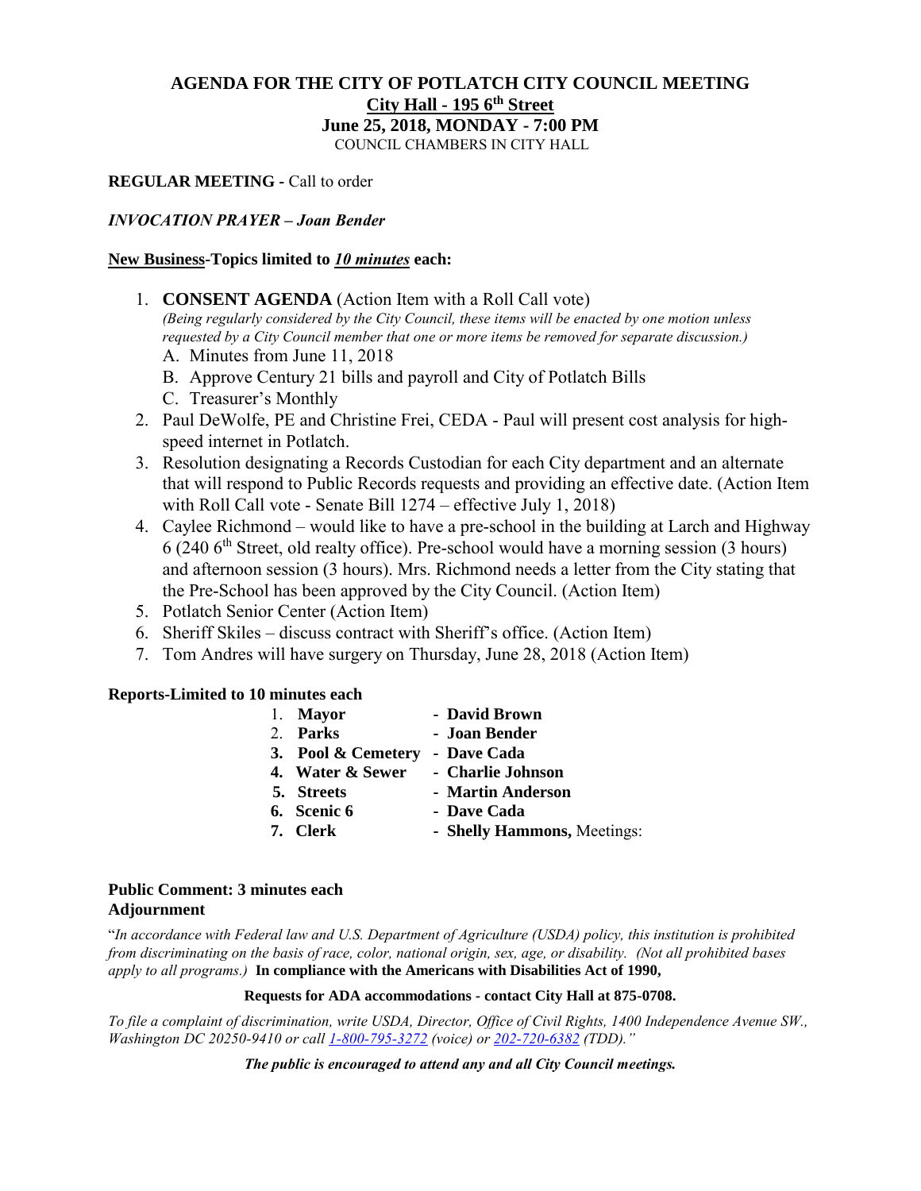# AGENDA FOR THE CITY OF POTLATCH CITY COUNCIL MEETING

**City Hall - 195 6th Street**

**June 25, 2018, MONDAY - 7:00 PM**

COUNCIL CHAMBERS IN CITY HALL

**REGULAR MEETING -** Call to order

***INVOCATION PRAYER – Joan Bender***

**New Business-Topics limited to *10 minutes* each:**

1. **CONSENT AGENDA** (Action Item with a Roll Call vote)
   *(Being regularly considered by the City Council, these items will be enacted by one motion unless requested by a City Council member that one or more items be removed for separate discussion.)*
   A. Minutes from June 11, 2018
   B. Approve Century 21 bills and payroll and City of Potlatch Bills
   C. Treasurer's Monthly
2. Paul DeWolfe, PE and Christine Frei, CEDA - Paul will present cost analysis for high-speed internet in Potlatch.
3. Resolution designating a Records Custodian for each City department and an alternate that will respond to Public Records requests and providing an effective date. (Action Item with Roll Call vote - Senate Bill 1274 – effective July 1, 2018)
4. Caylee Richmond – would like to have a pre-school in the building at Larch and Highway 6 (240 6th Street, old realty office). Pre-school would have a morning session (3 hours) and afternoon session (3 hours). Mrs. Richmond needs a letter from the City stating that the Pre-School has been approved by the City Council. (Action Item)
5. Potlatch Senior Center (Action Item)
6. Sheriff Skiles – discuss contract with Sheriff's office. (Action Item)
7. Tom Andres will have surgery on Thursday, June 28, 2018 (Action Item)

**Reports-Limited to 10 minutes each**

1. **Mayor** - **David Brown**
2. **Parks** - **Joan Bender**
3. **Pool & Cemetery** - **Dave Cada**
4. **Water & Sewer** - **Charlie Johnson**
5. **Streets** - **Martin Anderson**
6. **Scenic 6** - **Dave Cada**
7. **Clerk** - **Shelly Hammons,** Meetings:

**Public Comment: 3 minutes each**
**Adjournment**

"*In accordance with Federal law and U.S. Department of Agriculture (USDA) policy, this institution is prohibited from discriminating on the basis of race, color, national origin, sex, age, or disability. (Not all prohibited bases apply to all programs.)* **In compliance with the Americans with Disabilities Act of 1990,**

**Requests for ADA accommodations - contact City Hall at 875-0708.**

*To file a complaint of discrimination, write USDA, Director, Office of Civil Rights, 1400 Independence Avenue SW., Washington DC 20250-9410 or call 1-800-795-3272 (voice) or 202-720-6382 (TDD)."*

***The public is encouraged to attend any and all City Council meetings.***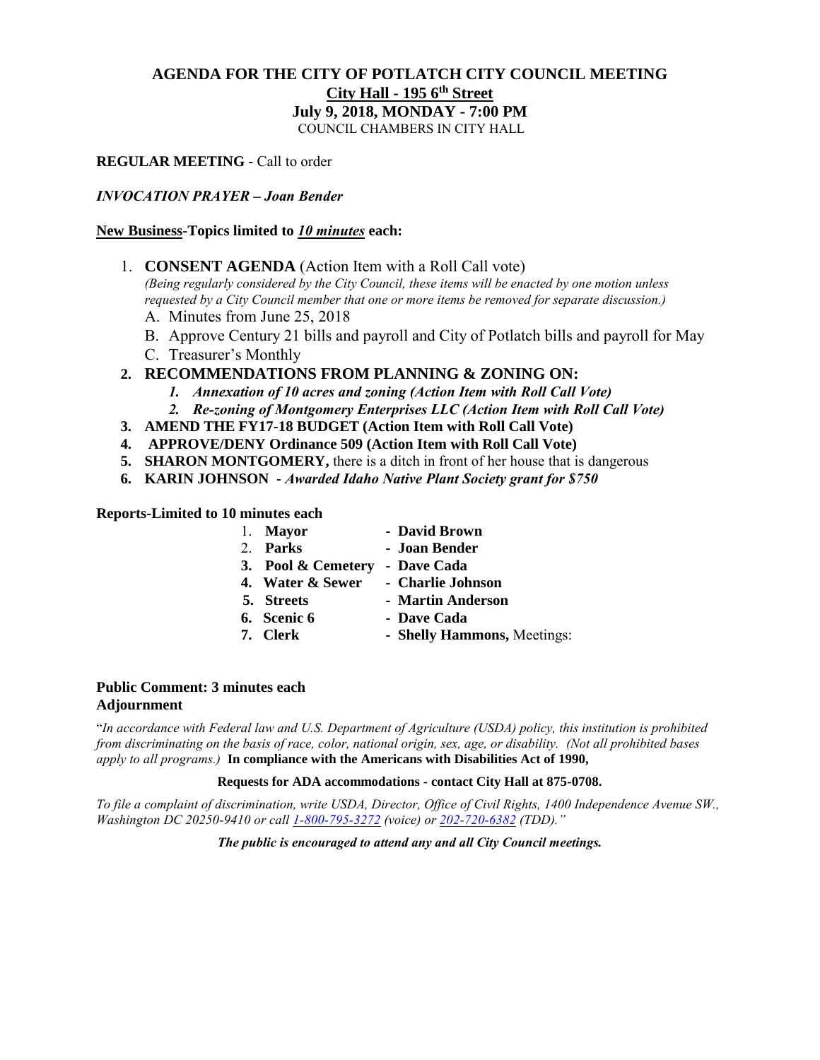# AGENDA FOR THE CITY OF POTLATCH CITY COUNCIL MEETING

**City Hall - 195 6th Street**

**July 9, 2018, MONDAY - 7:00 PM**

COUNCIL CHAMBERS IN CITY HALL

**REGULAR MEETING -** Call to order

***INVOCATION PRAYER – Joan Bender***

**New Business-Topics limited to *10 minutes* each:**

1. **CONSENT AGENDA** (Action Item with a Roll Call vote)
   *(Being regularly considered by the City Council, these items will be enacted by one motion unless requested by a City Council member that one or more items be removed for separate discussion.)*
   A. Minutes from June 25, 2018
   B. Approve Century 21 bills and payroll and City of Potlatch bills and payroll for May
   C. Treasurer's Monthly
2. **RECOMMENDATIONS FROM PLANNING & ZONING ON:**
   1. ***Annexation of 10 acres and zoning (Action Item with Roll Call Vote)***
   2. ***Re-zoning of Montgomery Enterprises LLC (Action Item with Roll Call Vote)***
3. **AMEND THE FY17-18 BUDGET (Action Item with Roll Call Vote)**
4. **APPROVE/DENY Ordinance 509 (Action Item with Roll Call Vote)**
5. **SHARON MONTGOMERY,** there is a ditch in front of her house that is dangerous
6. **KARIN JOHNSON -** ***Awarded Idaho Native Plant Society grant for $750***

**Reports-Limited to 10 minutes each**

1. **Mayor** - **David Brown**
2. **Parks** - **Joan Bender**
3. **Pool & Cemetery** - **Dave Cada**
4. **Water & Sewer** - **Charlie Johnson**
5. **Streets** - **Martin Anderson**
6. **Scenic 6** - **Dave Cada**
7. **Clerk** - **Shelly Hammons,** Meetings:

**Public Comment: 3 minutes each**

**Adjournment**

"*In accordance with Federal law and U.S. Department of Agriculture (USDA) policy, this institution is prohibited from discriminating on the basis of race, color, national origin, sex, age, or disability. (Not all prohibited bases apply to all programs.)* **In compliance with the Americans with Disabilities Act of 1990,**

**Requests for ADA accommodations - contact City Hall at 875-0708.**

*To file a complaint of discrimination, write USDA, Director, Office of Civil Rights, 1400 Independence Avenue SW., Washington DC 20250-9410 or call 1-800-795-3272 (voice) or 202-720-6382 (TDD)."*

***The public is encouraged to attend any and all City Council meetings.***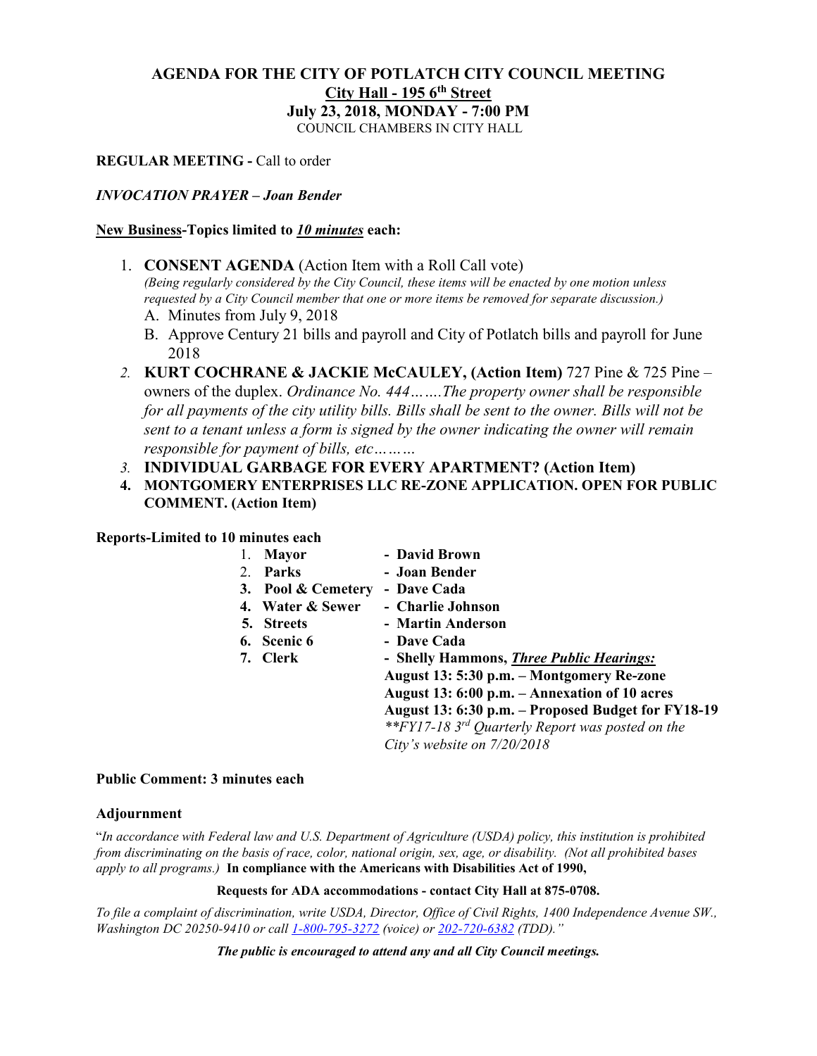# AGENDA FOR THE CITY OF POTLATCH CITY COUNCIL MEETING

**City Hall - 195 6th Street**

**July 23, 2018, MONDAY - 7:00 PM**

COUNCIL CHAMBERS IN CITY HALL

**REGULAR MEETING -** Call to order

***INVOCATION PRAYER – Joan Bender***

**New Business-Topics limited to *10 minutes* each:**

1. **CONSENT AGENDA** (Action Item with a Roll Call vote)
   *(Being regularly considered by the City Council, these items will be enacted by one motion unless requested by a City Council member that one or more items be removed for separate discussion.)*
   A. Minutes from July 9, 2018
   B. Approve Century 21 bills and payroll and City of Potlatch bills and payroll for June 2018
2. **KURT COCHRANE & JACKIE McCAULEY, (Action Item)** 727 Pine & 725 Pine – owners of the duplex. *Ordinance No. 444…….The property owner shall be responsible for all payments of the city utility bills. Bills shall be sent to the owner. Bills will not be sent to a tenant unless a form is signed by the owner indicating the owner will remain responsible for payment of bills, etc………*
3. **INDIVIDUAL GARBAGE FOR EVERY APARTMENT? (Action Item)**
4. **MONTGOMERY ENTERPRISES LLC RE-ZONE APPLICATION. OPEN FOR PUBLIC COMMENT. (Action Item)**

**Reports-Limited to 10 minutes each**

1. **Mayor** - **David Brown**
2. **Parks** - **Joan Bender**
3. **Pool & Cemetery** - **Dave Cada**
4. **Water & Sewer** - **Charlie Johnson**
5. **Streets** - **Martin Anderson**
6. **Scenic 6** - **Dave Cada**
7. **Clerk** - **Shelly Hammons, *Three Public Hearings:***
   **August 13: 5:30 p.m. – Montgomery Re-zone**
   **August 13: 6:00 p.m. – Annexation of 10 acres**
   **August 13: 6:30 p.m. – Proposed Budget for FY18-19**
   *\*\*FY17-18 3rd Quarterly Report was posted on the City's website on 7/20/2018*

**Public Comment: 3 minutes each**

**Adjournment**

"*In accordance with Federal law and U.S. Department of Agriculture (USDA) policy, this institution is prohibited from discriminating on the basis of race, color, national origin, sex, age, or disability. (Not all prohibited bases apply to all programs.)* **In compliance with the Americans with Disabilities Act of 1990,**

**Requests for ADA accommodations - contact City Hall at 875-0708.**

*To file a complaint of discrimination, write USDA, Director, Office of Civil Rights, 1400 Independence Avenue SW., Washington DC 20250-9410 or call 1-800-795-3272 (voice) or 202-720-6382 (TDD)."*

***The public is encouraged to attend any and all City Council meetings.***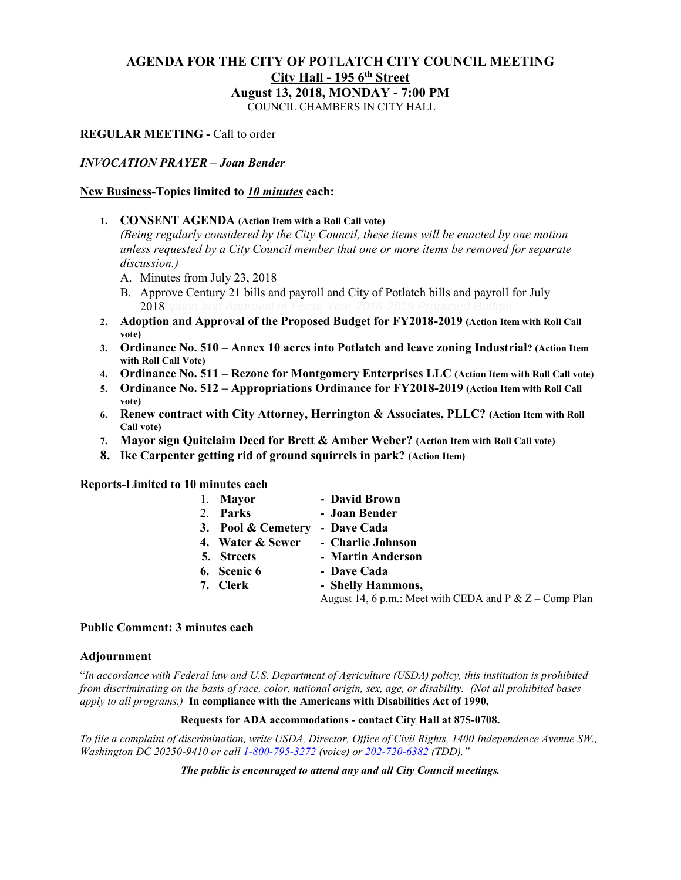# AGENDA FOR THE CITY OF POTLATCH CITY COUNCIL MEETING

## City Hall - 195 6th Street

## August 13, 2018, MONDAY - 7:00 PM

COUNCIL CHAMBERS IN CITY HALL

**REGULAR MEETING -** Call to order

***INVOCATION PRAYER – Joan Bender***

**New Business-Topics limited to *10 minutes* each:**

1. **CONSENT AGENDA (Action Item with a Roll Call vote)**
   *(Being regularly considered by the City Council, these items will be enacted by one motion unless requested by a City Council member that one or more items be removed for separate discussion.)*
   A. Minutes from July 23, 2018
   B. Approve Century 21 bills and payroll and City of Potlatch bills and payroll for July 2018option and Approval of Fiscal Year 2018-2019 Proposed Budget
2. **Adoption and Approval of the Proposed Budget for FY2018-2019 (Action Item with Roll Call vote)**
3. **Ordinance No. 510 – Annex 10 acres into Potlatch and leave zoning Industrial? (Action Item with Roll Call Vote)**
4. **Ordinance No. 511 – Rezone for Montgomery Enterprises LLC (Action Item with Roll Call vote)**
5. **Ordinance No. 512 – Appropriations Ordinance for FY2018-2019 (Action Item with Roll Call vote)**
6. **Renew contract with City Attorney, Herrington & Associates, PLLC? (Action Item with Roll Call vote)**
7. **Mayor sign Quitclaim Deed for Brett & Amber Weber? (Action Item with Roll Call vote)**
8. **Ike Carpenter getting rid of ground squirrels in park? (Action Item)**

**Reports-Limited to 10 minutes each**

1. **Mayor** - **David Brown**
2. **Parks** - **Joan Bender**
3. **Pool & Cemetery** - **Dave Cada**
4. **Water & Sewer** - **Charlie Johnson**
5. **Streets** - **Martin Anderson**
6. **Scenic 6** - **Dave Cada**
7. **Clerk** - **Shelly Hammons,**
   August 14, 6 p.m.: Meet with CEDA and P & Z – Comp Plan

**Public Comment: 3 minutes each**

**Adjournment**

"*In accordance with Federal law and U.S. Department of Agriculture (USDA) policy, this institution is prohibited from discriminating on the basis of race, color, national origin, sex, age, or disability. (Not all prohibited bases apply to all programs.)* **In compliance with the Americans with Disabilities Act of 1990,**

**Requests for ADA accommodations - contact City Hall at 875-0708.**

*To file a complaint of discrimination, write USDA, Director, Office of Civil Rights, 1400 Independence Avenue SW., Washington DC 20250-9410 or call 1-800-795-3272 (voice) or 202-720-6382 (TDD)."*

***The public is encouraged to attend any and all City Council meetings.***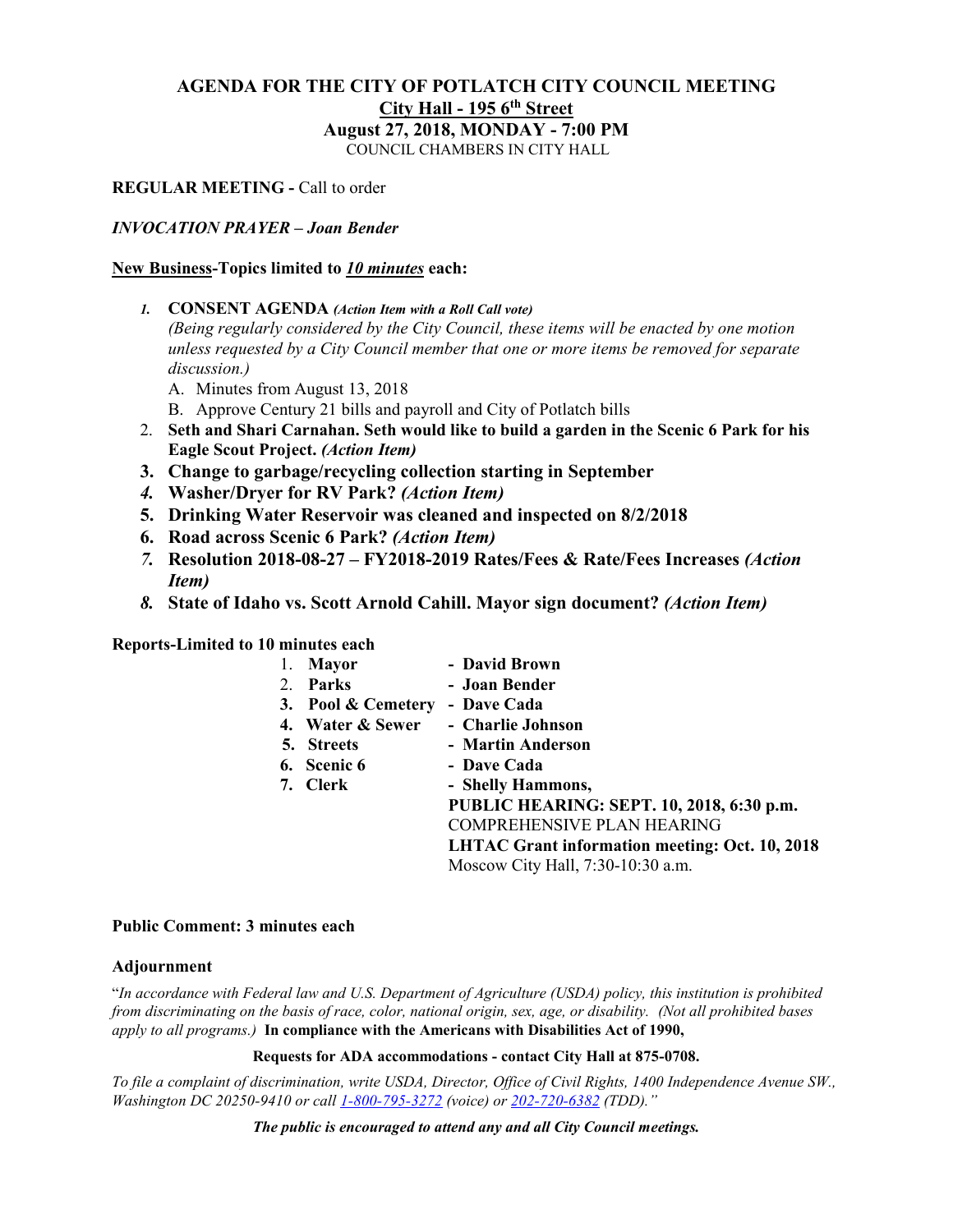# AGENDA FOR THE CITY OF POTLATCH CITY COUNCIL MEETING

## City Hall - 195 6th Street

## August 27, 2018, MONDAY - 7:00 PM

COUNCIL CHAMBERS IN CITY HALL

**REGULAR MEETING -** Call to order

***INVOCATION PRAYER – Joan Bender***

**New Business-Topics limited to *10 minutes* each:**

1. **CONSENT AGENDA** ***(Action Item with a Roll Call vote)***
   *(Being regularly considered by the City Council, these items will be enacted by one motion unless requested by a City Council member that one or more items be removed for separate discussion.)*
   A. Minutes from August 13, 2018
   B. Approve Century 21 bills and payroll and City of Potlatch bills
2. **Seth and Shari Carnahan. Seth would like to build a garden in the Scenic 6 Park for his Eagle Scout Project.** ***(Action Item)***
3. **Change to garbage/recycling collection starting in September**
4. **Washer/Dryer for RV Park?** ***(Action Item)***
5. **Drinking Water Reservoir was cleaned and inspected on 8/2/2018**
6. **Road across Scenic 6 Park?** ***(Action Item)***
7. **Resolution 2018-08-27 – FY2018-2019 Rates/Fees & Rate/Fees Increases** ***(Action Item)***
8. **State of Idaho vs. Scott Arnold Cahill. Mayor sign document?** ***(Action Item)***

**Reports-Limited to 10 minutes each**

1. **Mayor** - **David Brown**
2. **Parks** - **Joan Bender**
3. **Pool & Cemetery** - **Dave Cada**
4. **Water & Sewer** - **Charlie Johnson**
5. **Streets** - **Martin Anderson**
6. **Scenic 6** - **Dave Cada**
7. **Clerk** - **Shelly Hammons,**
   **PUBLIC HEARING: SEPT. 10, 2018, 6:30 p.m.**
   COMPREHENSIVE PLAN HEARING
   **LHTAC Grant information meeting: Oct. 10, 2018**
   Moscow City Hall, 7:30-10:30 a.m.

**Public Comment: 3 minutes each**

**Adjournment**

"*In accordance with Federal law and U.S. Department of Agriculture (USDA) policy, this institution is prohibited from discriminating on the basis of race, color, national origin, sex, age, or disability. (Not all prohibited bases apply to all programs.)* **In compliance with the Americans with Disabilities Act of 1990,**

**Requests for ADA accommodations - contact City Hall at 875-0708.**

*To file a complaint of discrimination, write USDA, Director, Office of Civil Rights, 1400 Independence Avenue SW., Washington DC 20250-9410 or call 1-800-795-3272 (voice) or 202-720-6382 (TDD)."*

***The public is encouraged to attend any and all City Council meetings.***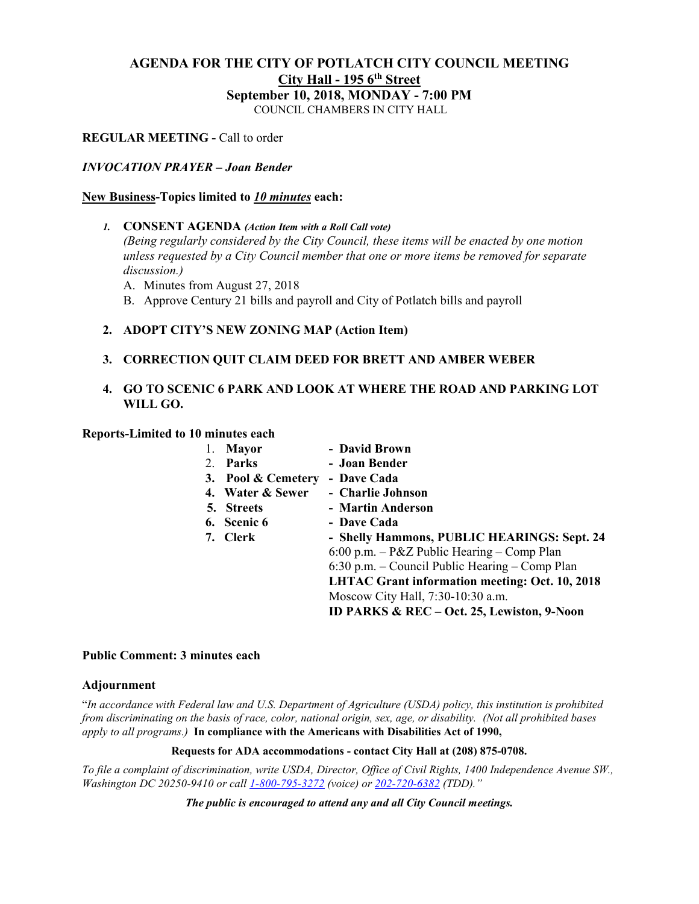# AGENDA FOR THE CITY OF POTLATCH CITY COUNCIL MEETING

**City Hall - 195 6th Street**

**September 10, 2018, MONDAY - 7:00 PM**

COUNCIL CHAMBERS IN CITY HALL

**REGULAR MEETING -** Call to order

***INVOCATION PRAYER – Joan Bender***

**New Business-Topics limited to *10 minutes* each:**

1. **CONSENT AGENDA** ***(Action Item with a Roll Call vote)***
   *(Being regularly considered by the City Council, these items will be enacted by one motion unless requested by a City Council member that one or more items be removed for separate discussion.)*
   A. Minutes from August 27, 2018
   B. Approve Century 21 bills and payroll and City of Potlatch bills and payroll

2. **ADOPT CITY'S NEW ZONING MAP (Action Item)**

3. **CORRECTION QUIT CLAIM DEED FOR BRETT AND AMBER WEBER**

4. **GO TO SCENIC 6 PARK AND LOOK AT WHERE THE ROAD AND PARKING LOT WILL GO.**

**Reports-Limited to 10 minutes each**

1. **Mayor** - **David Brown**
2. **Parks** - **Joan Bender**
3. **Pool & Cemetery** - **Dave Cada**
4. **Water & Sewer** - **Charlie Johnson**
5. **Streets** - **Martin Anderson**
6. **Scenic 6** - **Dave Cada**
7. **Clerk** - **Shelly Hammons, PUBLIC HEARINGS: Sept. 24**
   6:00 p.m. – P&Z Public Hearing – Comp Plan
   6:30 p.m. – Council Public Hearing – Comp Plan
   **LHTAC Grant information meeting: Oct. 10, 2018**
   Moscow City Hall, 7:30-10:30 a.m.
   **ID PARKS & REC – Oct. 25, Lewiston, 9-Noon**

**Public Comment: 3 minutes each**

**Adjournment**

"*In accordance with Federal law and U.S. Department of Agriculture (USDA) policy, this institution is prohibited from discriminating on the basis of race, color, national origin, sex, age, or disability. (Not all prohibited bases apply to all programs.)* **In compliance with the Americans with Disabilities Act of 1990,**

**Requests for ADA accommodations - contact City Hall at (208) 875-0708.**

*To file a complaint of discrimination, write USDA, Director, Office of Civil Rights, 1400 Independence Avenue SW., Washington DC 20250-9410 or call 1-800-795-3272 (voice) or 202-720-6382 (TDD)."*

***The public is encouraged to attend any and all City Council meetings.***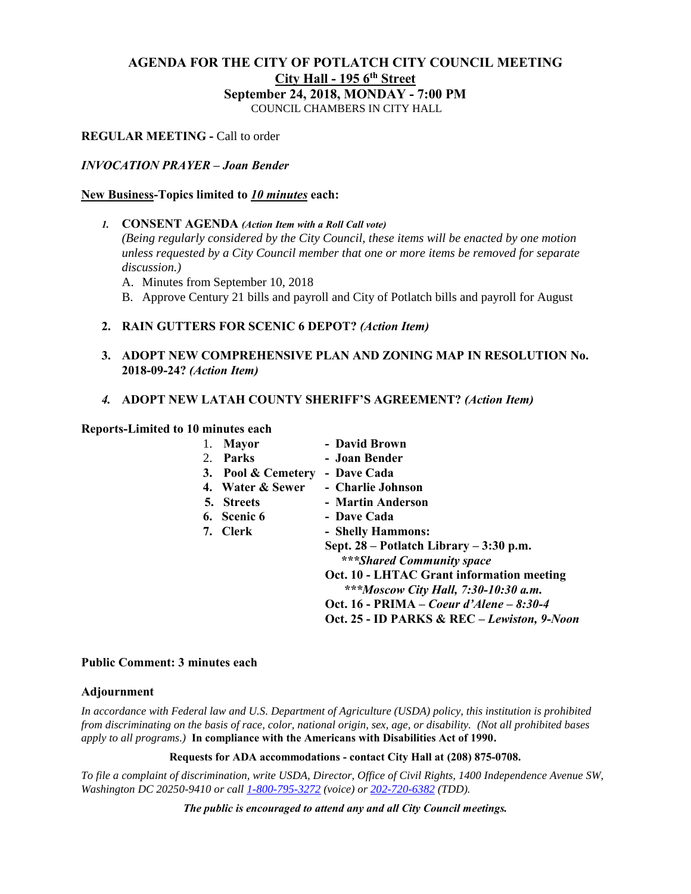# AGENDA FOR THE CITY OF POTLATCH CITY COUNCIL MEETING

## City Hall - 195 6th Street

## September 24, 2018, MONDAY - 7:00 PM

COUNCIL CHAMBERS IN CITY HALL

**REGULAR MEETING -** Call to order

***INVOCATION PRAYER – Joan Bender***

**New Business-Topics limited to *10 minutes* each:**

1. **CONSENT AGENDA** ***(Action Item with a Roll Call vote)***
   *(Being regularly considered by the City Council, these items will be enacted by one motion unless requested by a City Council member that one or more items be removed for separate discussion.)*
   A. Minutes from September 10, 2018
   B. Approve Century 21 bills and payroll and City of Potlatch bills and payroll for August

2. **RAIN GUTTERS FOR SCENIC 6 DEPOT?** ***(Action Item)***

3. **ADOPT NEW COMPREHENSIVE PLAN AND ZONING MAP IN RESOLUTION No. 2018-09-24?** ***(Action Item)***

4. **ADOPT NEW LATAH COUNTY SHERIFF'S AGREEMENT?** ***(Action Item)***

**Reports-Limited to 10 minutes each**

1. **Mayor** - **David Brown**
2. **Parks** - **Joan Bender**
3. **Pool & Cemetery** - **Dave Cada**
4. **Water & Sewer** - **Charlie Johnson**
5. **Streets** - **Martin Anderson**
6. **Scenic 6** - **Dave Cada**
7. **Clerk** - **Shelly Hammons:**
   **Sept. 28 – Potlatch Library – 3:30 p.m.**
   ***\*\*\*Shared Community space***
   **Oct. 10 - LHTAC Grant information meeting**
   ***\*\*\*Moscow City Hall, 7:30-10:30 a.m.***
   **Oct. 16 - PRIMA –** ***Coeur d'Alene – 8:30-4***
   **Oct. 25 - ID PARKS & REC –** ***Lewiston, 9-Noon***

**Public Comment: 3 minutes each**

**Adjournment**

*In accordance with Federal law and U.S. Department of Agriculture (USDA) policy, this institution is prohibited from discriminating on the basis of race, color, national origin, sex, age, or disability. (Not all prohibited bases apply to all programs.)* **In compliance with the Americans with Disabilities Act of 1990.**

**Requests for ADA accommodations - contact City Hall at (208) 875-0708.**

*To file a complaint of discrimination, write USDA, Director, Office of Civil Rights, 1400 Independence Avenue SW, Washington DC 20250-9410 or call 1-800-795-3272 (voice) or 202-720-6382 (TDD).*

***The public is encouraged to attend any and all City Council meetings.***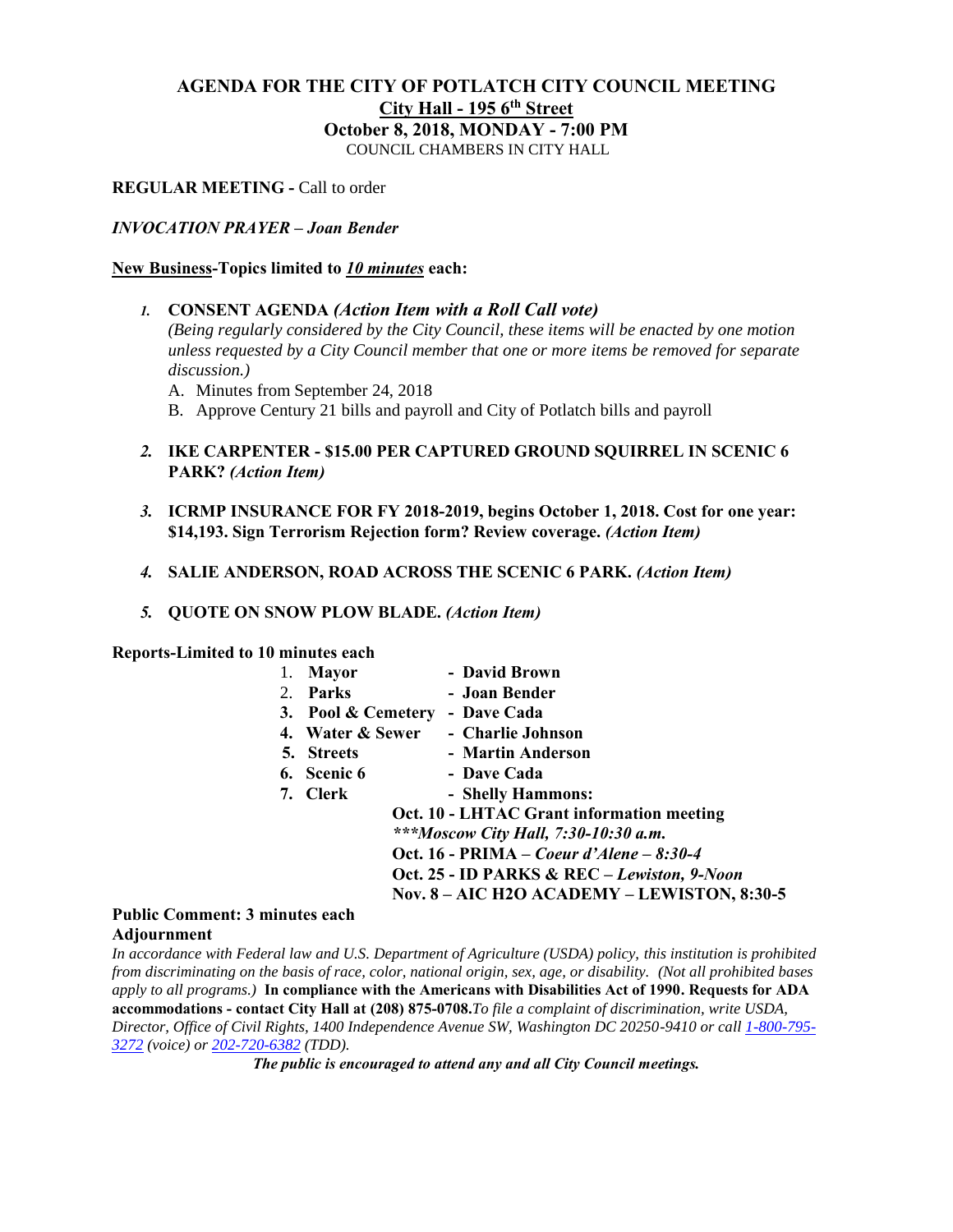# AGENDA FOR THE CITY OF POTLATCH CITY COUNCIL MEETING

## City Hall - 195 6th Street

## October 8, 2018, MONDAY - 7:00 PM

COUNCIL CHAMBERS IN CITY HALL

**REGULAR MEETING -** Call to order

***INVOCATION PRAYER – Joan Bender***

**New Business-Topics limited to *10 minutes* each:**

1. **CONSENT AGENDA *(Action Item with a Roll Call vote)***
   *(Being regularly considered by the City Council, these items will be enacted by one motion unless requested by a City Council member that one or more items be removed for separate discussion.)*
   A. Minutes from September 24, 2018
   B. Approve Century 21 bills and payroll and City of Potlatch bills and payroll

2. **IKE CARPENTER - $15.00 PER CAPTURED GROUND SQUIRREL IN SCENIC 6 PARK? *(Action Item)***

3. **ICRMP INSURANCE FOR FY 2018-2019, begins October 1, 2018. Cost for one year: $14,193. Sign Terrorism Rejection form? Review coverage. *(Action Item)***

4. **SALIE ANDERSON, ROAD ACROSS THE SCENIC 6 PARK. *(Action Item)***

5. **QUOTE ON SNOW PLOW BLADE. *(Action Item)***

**Reports-Limited to 10 minutes each**

1. **Mayor** - **David Brown**
2. **Parks** - **Joan Bender**
3. **Pool & Cemetery** - **Dave Cada**
4. **Water & Sewer** - **Charlie Johnson**
5. **Streets** - **Martin Anderson**
6. **Scenic 6** - **Dave Cada**
7. **Clerk** - **Shelly Hammons:**
   **Oct. 10 - LHTAC Grant information meeting**
   ***\*\*\*Moscow City Hall, 7:30-10:30 a.m.***
   **Oct. 16 - PRIMA – *Coeur d'Alene – 8:30-4***
   **Oct. 25 - ID PARKS & REC – *Lewiston, 9-Noon***
   **Nov. 8 – AIC H2O ACADEMY – LEWISTON, 8:30-5**

**Public Comment: 3 minutes each**

**Adjournment**

*In accordance with Federal law and U.S. Department of Agriculture (USDA) policy, this institution is prohibited from discriminating on the basis of race, color, national origin, sex, age, or disability. (Not all prohibited bases apply to all programs.)* **In compliance with the Americans with Disabilities Act of 1990. Requests for ADA accommodations - contact City Hall at (208) 875-0708.** *To file a complaint of discrimination, write USDA, Director, Office of Civil Rights, 1400 Independence Avenue SW, Washington DC 20250-9410 or call 1-800-795-3272 (voice) or 202-720-6382 (TDD).*

***The public is encouraged to attend any and all City Council meetings.***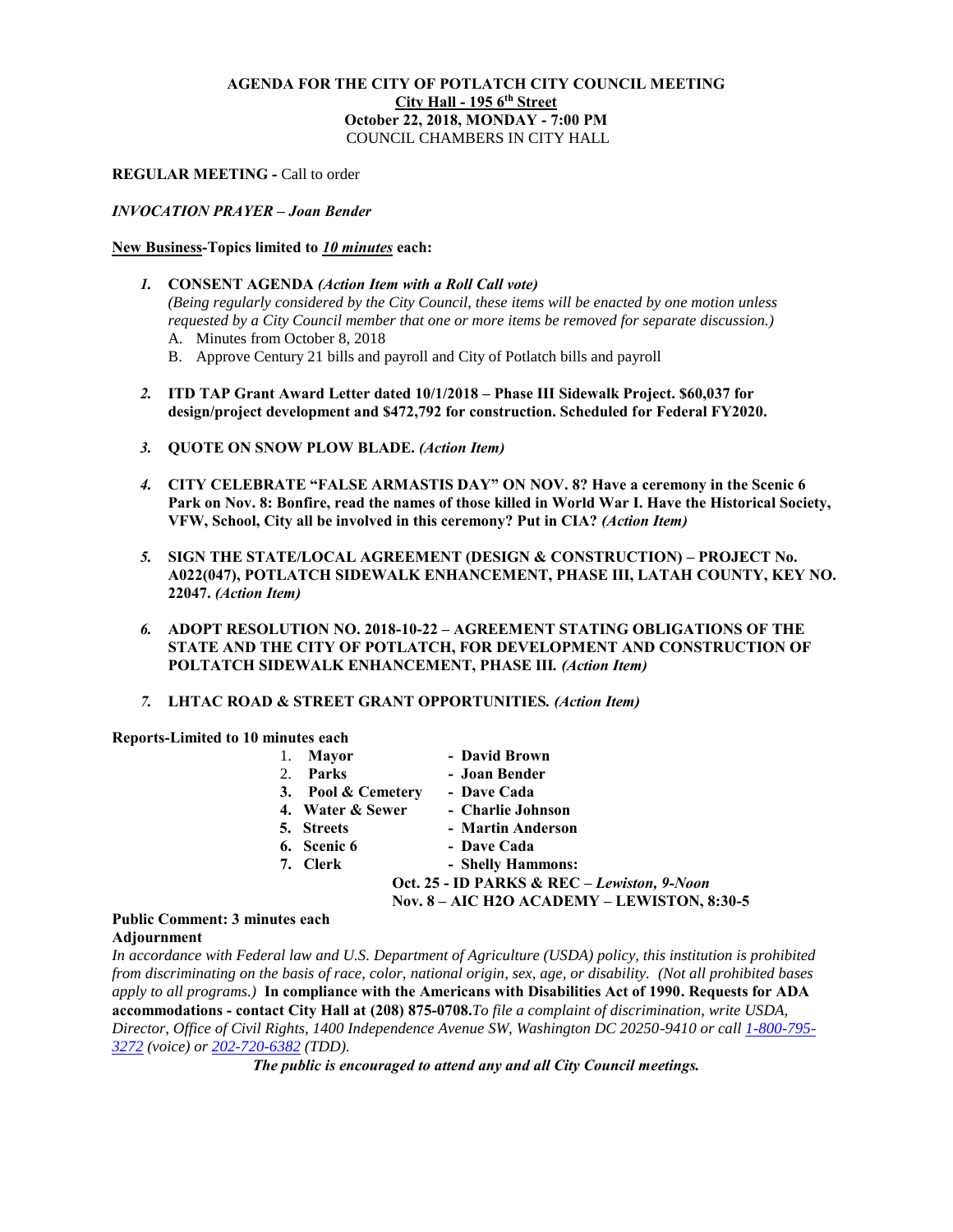**AGENDA FOR THE CITY OF POTLATCH CITY COUNCIL MEETING**
**City Hall - 195 6th Street**
**October 22, 2018, MONDAY - 7:00 PM**
COUNCIL CHAMBERS IN CITY HALL

**REGULAR MEETING -** Call to order

***INVOCATION PRAYER – Joan Bender***

**New Business-Topics limited to *10 minutes* each:**

1. **CONSENT AGENDA** ***(Action Item with a Roll Call vote)***
   *(Being regularly considered by the City Council, these items will be enacted by one motion unless requested by a City Council member that one or more items be removed for separate discussion.)*
   A. Minutes from October 8, 2018
   B. Approve Century 21 bills and payroll and City of Potlatch bills and payroll

2. **ITD TAP Grant Award Letter dated 10/1/2018 – Phase III Sidewalk Project. $60,037 for design/project development and $472,792 for construction. Scheduled for Federal FY2020.**

3. **QUOTE ON SNOW PLOW BLADE.** ***(Action Item)***

4. **CITY CELEBRATE "FALSE ARMASTIS DAY" ON NOV. 8? Have a ceremony in the Scenic 6 Park on Nov. 8: Bonfire, read the names of those killed in World War I. Have the Historical Society, VFW, School, City all be involved in this ceremony? Put in CIA?** ***(Action Item)***

5. **SIGN THE STATE/LOCAL AGREEMENT (DESIGN & CONSTRUCTION) – PROJECT No. A022(047), POTLATCH SIDEWALK ENHANCEMENT, PHASE III, LATAH COUNTY, KEY NO. 22047.** ***(Action Item)***

6. **ADOPT RESOLUTION NO. 2018-10-22 – AGREEMENT STATING OBLIGATIONS OF THE STATE AND THE CITY OF POTLATCH, FOR DEVELOPMENT AND CONSTRUCTION OF POLTATCH SIDEWALK ENHANCEMENT, PHASE III.** ***(Action Item)***

7. **LHTAC ROAD & STREET GRANT OPPORTUNITIES.** ***(Action Item)***

**Reports-Limited to 10 minutes each**

1. **Mayor** - **David Brown**
2. **Parks** - **Joan Bender**
3. **Pool & Cemetery** - **Dave Cada**
4. **Water & Sewer** - **Charlie Johnson**
5. **Streets** - **Martin Anderson**
6. **Scenic 6** - **Dave Cada**
7. **Clerk** - **Shelly Hammons:**
   **Oct. 25 - ID PARKS & REC –** ***Lewiston, 9-Noon***
   **Nov. 8 – AIC H2O ACADEMY – LEWISTON, 8:30-5**

**Public Comment: 3 minutes each**
**Adjournment**

*In accordance with Federal law and U.S. Department of Agriculture (USDA) policy, this institution is prohibited from discriminating on the basis of race, color, national origin, sex, age, or disability. (Not all prohibited bases apply to all programs.)* **In compliance with the Americans with Disabilities Act of 1990. Requests for ADA accommodations - contact City Hall at (208) 875-0708.** *To file a complaint of discrimination, write USDA, Director, Office of Civil Rights, 1400 Independence Avenue SW, Washington DC 20250-9410 or call 1-800-795-3272 (voice) or 202-720-6382 (TDD).*

***The public is encouraged to attend any and all City Council meetings.***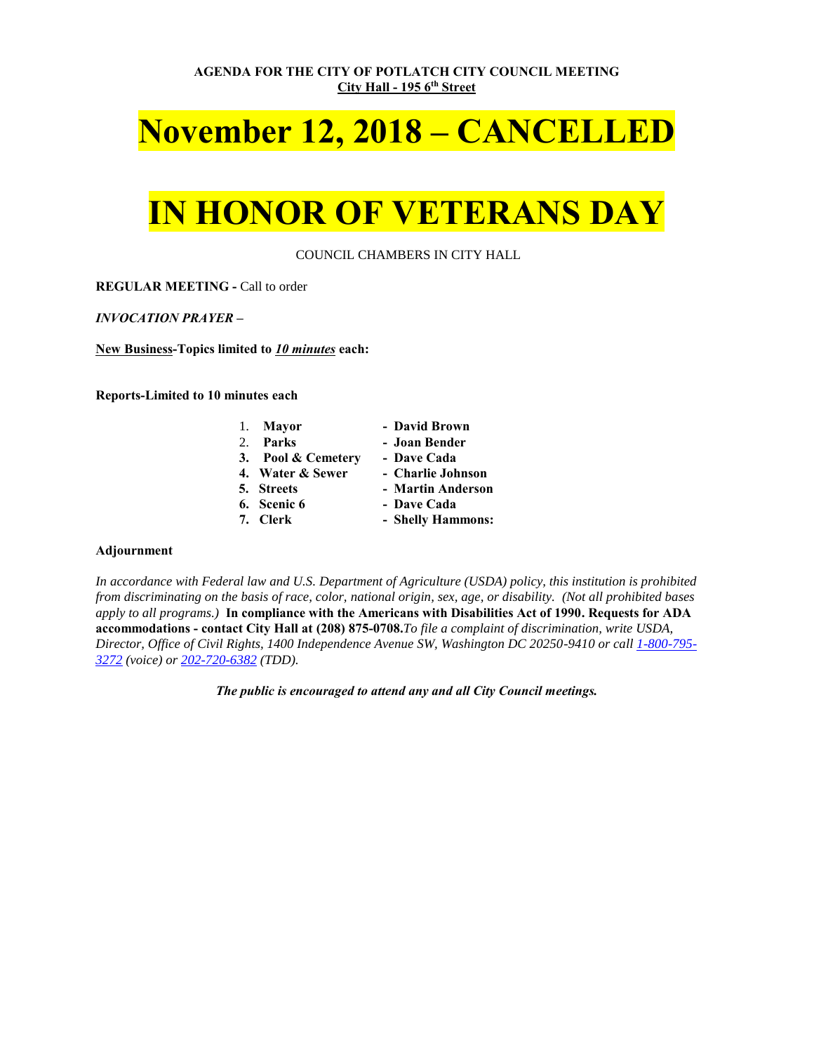**AGENDA FOR THE CITY OF POTLATCH CITY COUNCIL MEETING**
**City Hall - 195 6th Street**

# November 12, 2018 – CANCELLED

# IN HONOR OF VETERANS DAY

COUNCIL CHAMBERS IN CITY HALL

**REGULAR MEETING -** Call to order

***INVOCATION PRAYER –***

**New Business-Topics limited to *10 minutes* each:**

**Reports-Limited to 10 minutes each**

1. **Mayor** - **David Brown**
2. **Parks** - **Joan Bender**
3. **Pool & Cemetery** - **Dave Cada**
4. **Water & Sewer** - **Charlie Johnson**
5. **Streets** - **Martin Anderson**
6. **Scenic 6** - **Dave Cada**
7. **Clerk** - **Shelly Hammons:**

**Adjournment**

*In accordance with Federal law and U.S. Department of Agriculture (USDA) policy, this institution is prohibited from discriminating on the basis of race, color, national origin, sex, age, or disability. (Not all prohibited bases apply to all programs.)* **In compliance with the Americans with Disabilities Act of 1990. Requests for ADA accommodations - contact City Hall at (208) 875-0708.***To file a complaint of discrimination, write USDA, Director, Office of Civil Rights, 1400 Independence Avenue SW, Washington DC 20250-9410 or call 1-800-795-3272 (voice) or 202-720-6382 (TDD).*

***The public is encouraged to attend any and all City Council meetings.***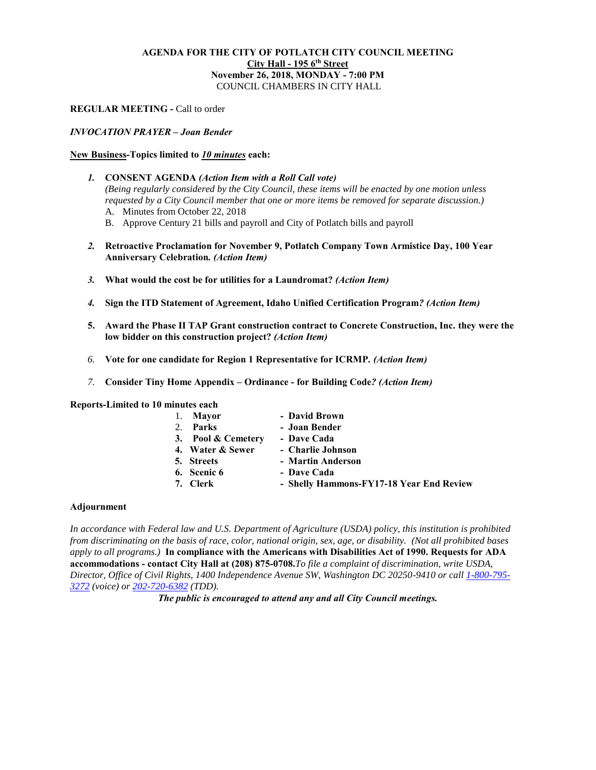**AGENDA FOR THE CITY OF POTLATCH CITY COUNCIL MEETING**
**City Hall - 195 6th Street**
**November 26, 2018, MONDAY - 7:00 PM**
COUNCIL CHAMBERS IN CITY HALL

**REGULAR MEETING -** Call to order

***INVOCATION PRAYER – Joan Bender***

**New Business-Topics limited to *10 minutes* each:**

1. **CONSENT AGENDA *(Action Item with a Roll Call vote)***
   *(Being regularly considered by the City Council, these items will be enacted by one motion unless requested by a City Council member that one or more items be removed for separate discussion.)*
   A. Minutes from October 22, 2018
   B. Approve Century 21 bills and payroll and City of Potlatch bills and payroll

2. **Retroactive Proclamation for November 9, Potlatch Company Town Armistice Day, 100 Year Anniversary Celebration. *(Action Item)***

3. **What would the cost be for utilities for a Laundromat? *(Action Item)***

4. **Sign the ITD Statement of Agreement, Idaho Unified Certification Program? *(Action Item)***

5. **Award the Phase II TAP Grant construction contract to Concrete Construction, Inc. they were the low bidder on this construction project? *(Action Item)***

6. **Vote for one candidate for Region 1 Representative for ICRMP. *(Action Item)***

7. **Consider Tiny Home Appendix – Ordinance - for Building Code? *(Action Item)***

**Reports-Limited to 10 minutes each**

1. **Mayor** - **David Brown**
2. **Parks** - **Joan Bender**
3. **Pool & Cemetery** - **Dave Cada**
4. **Water & Sewer** - **Charlie Johnson**
5. **Streets** - **Martin Anderson**
6. **Scenic 6** - **Dave Cada**
7. **Clerk** - **Shelly Hammons-FY17-18 Year End Review**

**Adjournment**

*In accordance with Federal law and U.S. Department of Agriculture (USDA) policy, this institution is prohibited from discriminating on the basis of race, color, national origin, sex, age, or disability. (Not all prohibited bases apply to all programs.)* **In compliance with the Americans with Disabilities Act of 1990. Requests for ADA accommodations - contact City Hall at (208) 875-0708.** *To file a complaint of discrimination, write USDA, Director, Office of Civil Rights, 1400 Independence Avenue SW, Washington DC 20250-9410 or call 1-800-795-3272 (voice) or 202-720-6382 (TDD).*

***The public is encouraged to attend any and all City Council meetings.***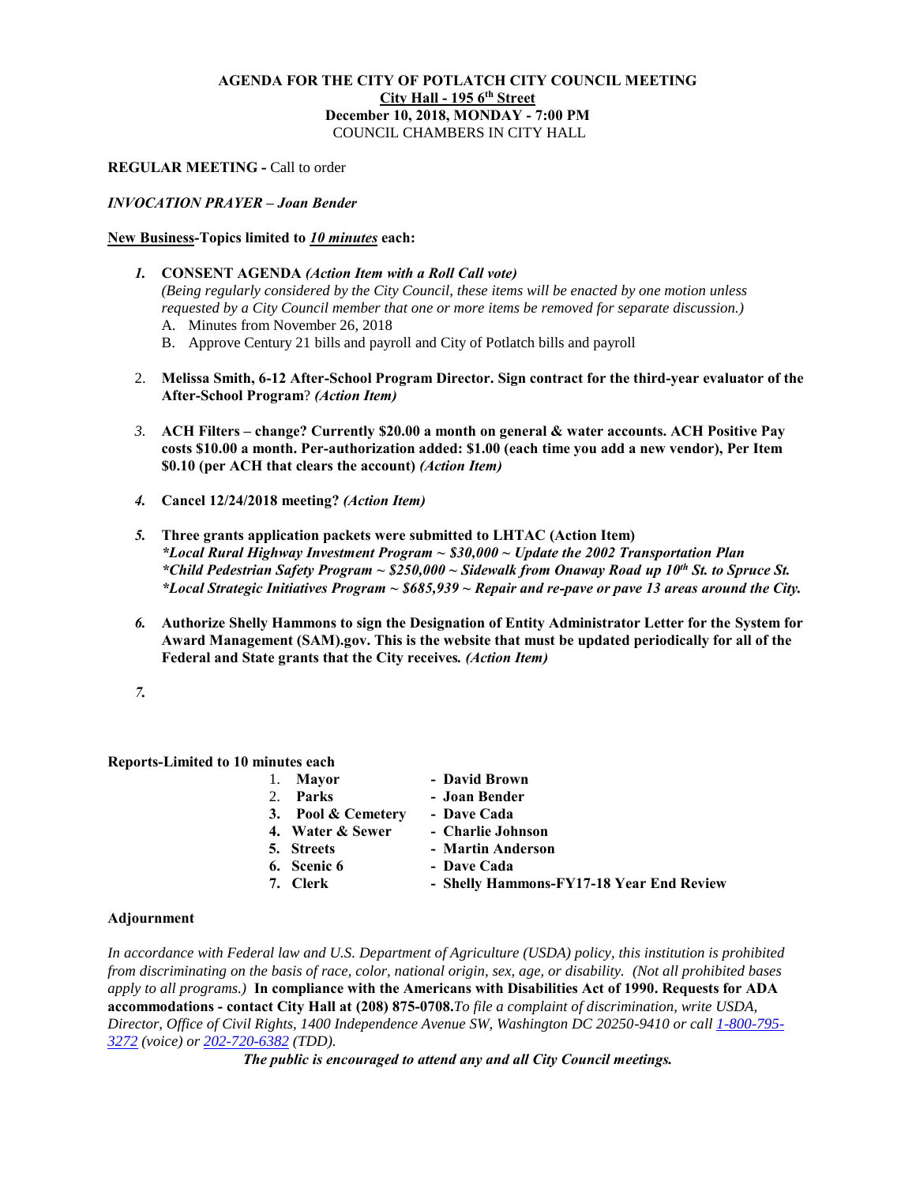**AGENDA FOR THE CITY OF POTLATCH CITY COUNCIL MEETING**
**City Hall - 195 6th Street**
**December 10, 2018, MONDAY - 7:00 PM**
COUNCIL CHAMBERS IN CITY HALL

**REGULAR MEETING -** Call to order

***INVOCATION PRAYER – Joan Bender***

**New Business-Topics limited to *10 minutes* each:**

1. **CONSENT AGENDA *(Action Item with a Roll Call vote)***
   *(Being regularly considered by the City Council, these items will be enacted by one motion unless requested by a City Council member that one or more items be removed for separate discussion.)*
   A. Minutes from November 26, 2018
   B. Approve Century 21 bills and payroll and City of Potlatch bills and payroll

2. **Melissa Smith, 6-12 After-School Program Director. Sign contract for the third-year evaluator of the After-School Program? *(Action Item)***

3. **ACH Filters – change? Currently $20.00 a month on general & water accounts. ACH Positive Pay costs $10.00 a month. Per-authorization added: $1.00 (each time you add a new vendor), Per Item $0.10 (per ACH that clears the account) *(Action Item)***

4. **Cancel 12/24/2018 meeting? *(Action Item)***

5. **Three grants application packets were submitted to LHTAC (Action Item)**
   ***\*Local Rural Highway Investment Program ~ $30,000 ~ Update the 2002 Transportation Plan***
   ***\*Child Pedestrian Safety Program ~ $250,000 ~ Sidewalk from Onaway Road up 10th St. to Spruce St.***
   ***\*Local Strategic Initiatives Program ~ $685,939 ~ Repair and re-pave or pave 13 areas around the City.***

6. **Authorize Shelly Hammons to sign the Designation of Entity Administrator Letter for the System for Award Management (SAM).gov. This is the website that must be updated periodically for all of the Federal and State grants that the City receives. *(Action Item)***

7.

**Reports-Limited to 10 minutes each**

1. **Mayor** - **David Brown**
2. **Parks** - **Joan Bender**
3. **Pool & Cemetery** - **Dave Cada**
4. **Water & Sewer** - **Charlie Johnson**
5. **Streets** - **Martin Anderson**
6. **Scenic 6** - **Dave Cada**
7. **Clerk** - **Shelly Hammons-FY17-18 Year End Review**

**Adjournment**

*In accordance with Federal law and U.S. Department of Agriculture (USDA) policy, this institution is prohibited from discriminating on the basis of race, color, national origin, sex, age, or disability. (Not all prohibited bases apply to all programs.)* **In compliance with the Americans with Disabilities Act of 1990. Requests for ADA accommodations - contact City Hall at (208) 875-0708.** *To file a complaint of discrimination, write USDA, Director, Office of Civil Rights, 1400 Independence Avenue SW, Washington DC 20250-9410 or call 1-800-795-3272 (voice) or 202-720-6382 (TDD).*

***The public is encouraged to attend any and all City Council meetings.***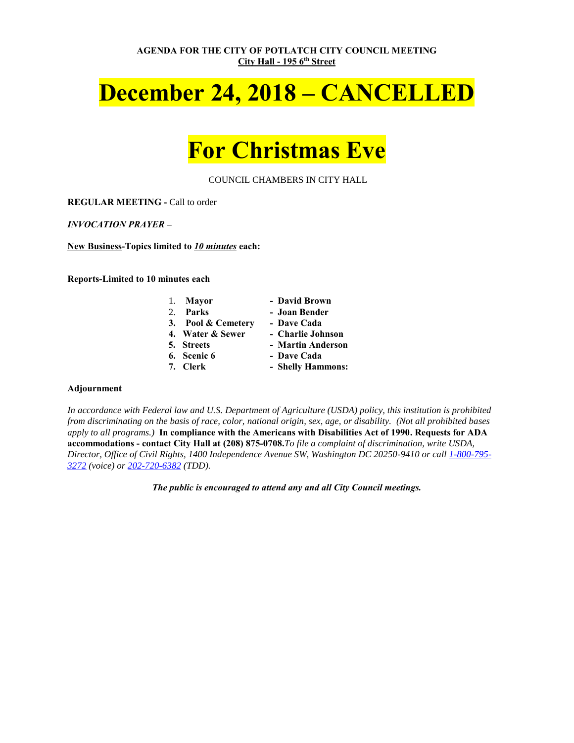**AGENDA FOR THE CITY OF POTLATCH CITY COUNCIL MEETING**
**City Hall - 195 6th Street**

# December 24, 2018 – CANCELLED

# For Christmas Eve

COUNCIL CHAMBERS IN CITY HALL

**REGULAR MEETING -** Call to order

***INVOCATION PRAYER –***

**New Business-Topics limited to *10 minutes* each:**

**Reports-Limited to 10 minutes each**

1. **Mayor** - **David Brown**
2. **Parks** - **Joan Bender**
3. **Pool & Cemetery** - **Dave Cada**
4. **Water & Sewer** - **Charlie Johnson**
5. **Streets** - **Martin Anderson**
6. **Scenic 6** - **Dave Cada**
7. **Clerk** - **Shelly Hammons:**

**Adjournment**

*In accordance with Federal law and U.S. Department of Agriculture (USDA) policy, this institution is prohibited from discriminating on the basis of race, color, national origin, sex, age, or disability. (Not all prohibited bases apply to all programs.)* **In compliance with the Americans with Disabilities Act of 1990. Requests for ADA accommodations - contact City Hall at (208) 875-0708.***To file a complaint of discrimination, write USDA, Director, Office of Civil Rights, 1400 Independence Avenue SW, Washington DC 20250-9410 or call 1-800-795-3272 (voice) or 202-720-6382 (TDD).*

***The public is encouraged to attend any and all City Council meetings.***